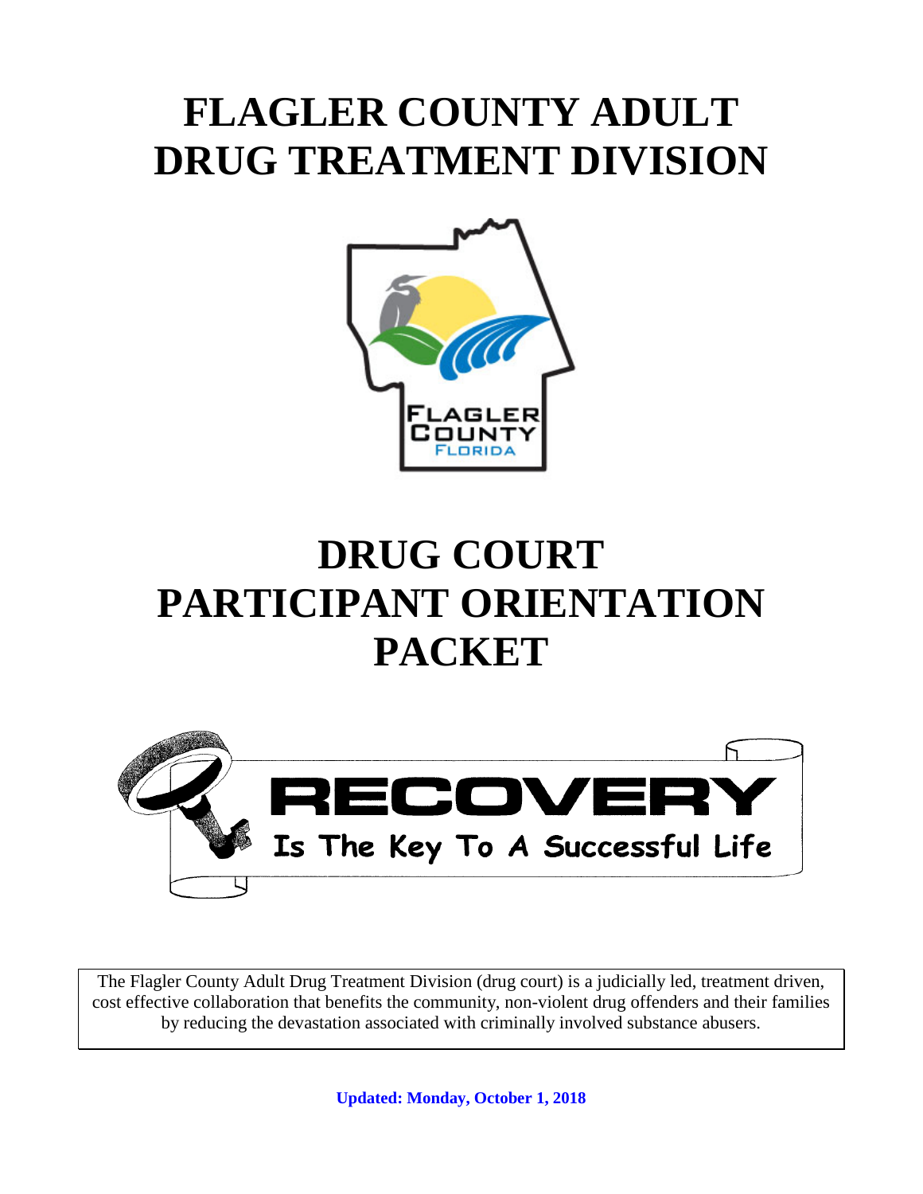# FLAGLER COUNTY ADULT DRUG TREATMENT DIVISION

# DRUG COURT PARTICIPANT ORIENTATION PACKET

RECOVERY

Is The Key To A Successful Life

The Flagler County Adult Drug Treatment Division (drug court) is a judicially led, treatment driven, cost effective collaboration that benefits the community, non-violent drug offenders and their families by reducing the devastation associated with criminally involved substance abusers.

**Updated: Monday, October 1, 2018**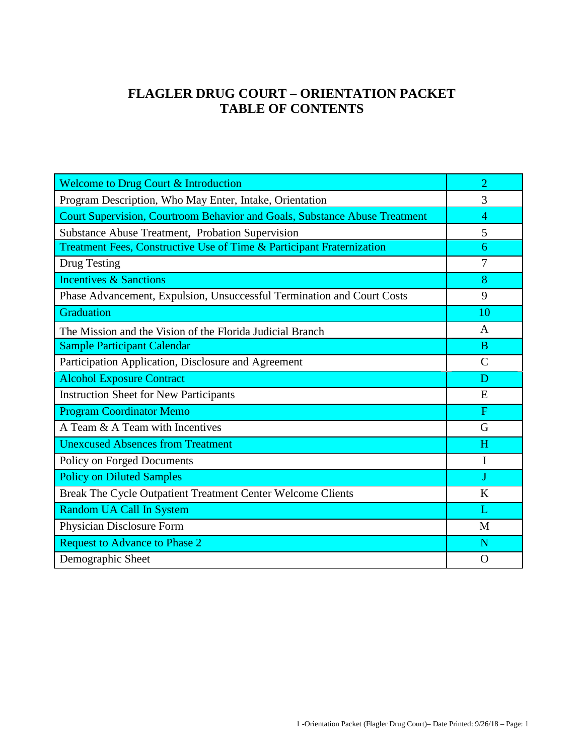# FLAGLER DRUG COURT – ORIENTATION PACKET
# TABLE OF CONTENTS

| Section | Page |
|---|---|
| Welcome to Drug Court & Introduction | 2 |
| Program Description, Who May Enter, Intake, Orientation | 3 |
| Court Supervision, Courtroom Behavior and Goals, Substance Abuse Treatment | 4 |
| Substance Abuse Treatment, Probation Supervision | 5 |
| Treatment Fees, Constructive Use of Time & Participant Fraternization | 6 |
| Drug Testing | 7 |
| Incentives & Sanctions | 8 |
| Phase Advancement, Expulsion, Unsuccessful Termination and Court Costs | 9 |
| Graduation | 10 |
| The Mission and the Vision of the Florida Judicial Branch | A |
| Sample Participant Calendar | B |
| Participation Application, Disclosure and Agreement | C |
| Alcohol Exposure Contract | D |
| Instruction Sheet for New Participants | E |
| Program Coordinator Memo | F |
| A Team & A Team with Incentives | G |
| Unexcused Absences from Treatment | H |
| Policy on Forged Documents | I |
| Policy on Diluted Samples | J |
| Break The Cycle Outpatient Treatment Center Welcome Clients | K |
| Random UA Call In System | L |
| Physician Disclosure Form | M |
| Request to Advance to Phase 2 | N |
| Demographic Sheet | O |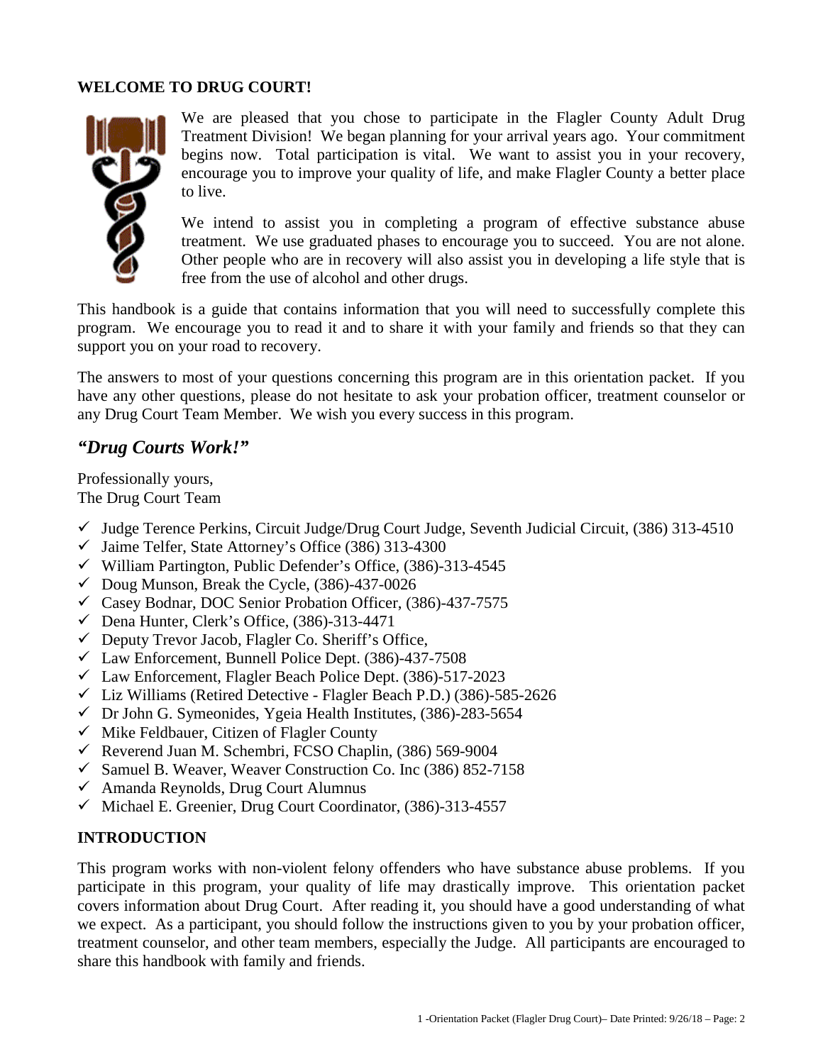**WELCOME TO DRUG COURT!**

We are pleased that you chose to participate in the Flagler County Adult Drug Treatment Division! We began planning for your arrival years ago. Your commitment begins now. Total participation is vital. We want to assist you in your recovery, encourage you to improve your quality of life, and make Flagler County a better place to live.

We intend to assist you in completing a program of effective substance abuse treatment. We use graduated phases to encourage you to succeed. You are not alone. Other people who are in recovery will also assist you in developing a life style that is free from the use of alcohol and other drugs.

This handbook is a guide that contains information that you will need to successfully complete this program. We encourage you to read it and to share it with your family and friends so that they can support you on your road to recovery.

The answers to most of your questions concerning this program are in this orientation packet. If you have any other questions, please do not hesitate to ask your probation officer, treatment counselor or any Drug Court Team Member. We wish you every success in this program.

## *"Drug Courts Work!"*

Professionally yours,
The Drug Court Team

- ✓ Judge Terence Perkins, Circuit Judge/Drug Court Judge, Seventh Judicial Circuit, (386) 313-4510
- ✓ Jaime Telfer, State Attorney's Office (386) 313-4300
- ✓ William Partington, Public Defender's Office, (386)-313-4545
- ✓ Doug Munson, Break the Cycle, (386)-437-0026
- ✓ Casey Bodnar, DOC Senior Probation Officer, (386)-437-7575
- ✓ Dena Hunter, Clerk's Office, (386)-313-4471
- ✓ Deputy Trevor Jacob, Flagler Co. Sheriff's Office,
- ✓ Law Enforcement, Bunnell Police Dept. (386)-437-7508
- ✓ Law Enforcement, Flagler Beach Police Dept. (386)-517-2023
- ✓ Liz Williams (Retired Detective - Flagler Beach P.D.) (386)-585-2626
- ✓ Dr John G. Symeonides, Ygeia Health Institutes, (386)-283-5654
- ✓ Mike Feldbauer, Citizen of Flagler County
- ✓ Reverend Juan M. Schembri, FCSO Chaplin, (386) 569-9004
- ✓ Samuel B. Weaver, Weaver Construction Co. Inc (386) 852-7158
- ✓ Amanda Reynolds, Drug Court Alumnus
- ✓ Michael E. Greenier, Drug Court Coordinator, (386)-313-4557

**INTRODUCTION**

This program works with non-violent felony offenders who have substance abuse problems. If you participate in this program, your quality of life may drastically improve. This orientation packet covers information about Drug Court. After reading it, you should have a good understanding of what we expect. As a participant, you should follow the instructions given to you by your probation officer, treatment counselor, and other team members, especially the Judge. All participants are encouraged to share this handbook with family and friends.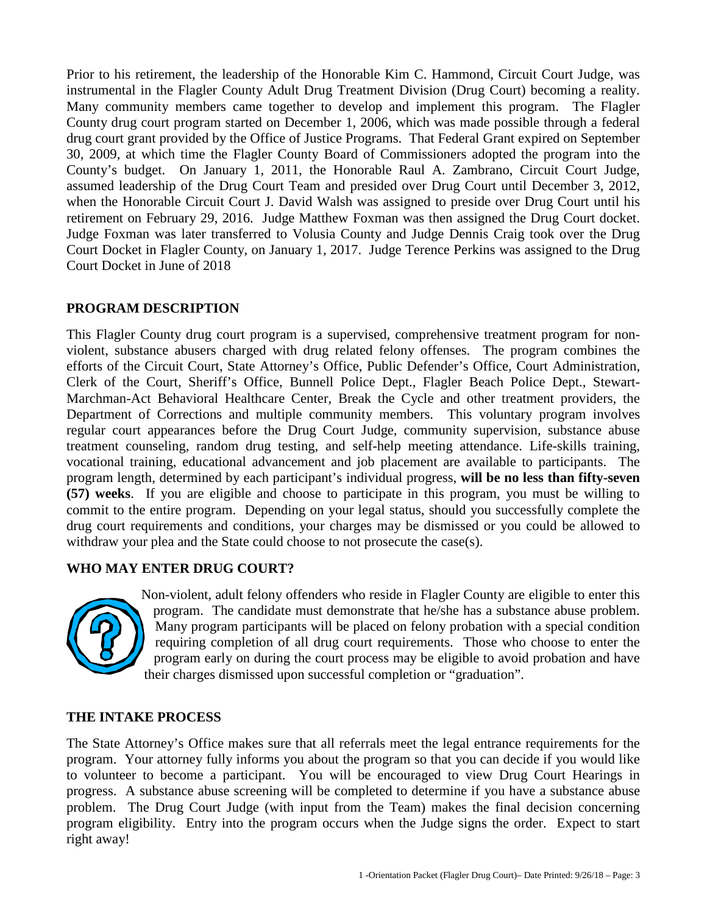Prior to his retirement, the leadership of the Honorable Kim C. Hammond, Circuit Court Judge, was instrumental in the Flagler County Adult Drug Treatment Division (Drug Court) becoming a reality. Many community members came together to develop and implement this program. The Flagler County drug court program started on December 1, 2006, which was made possible through a federal drug court grant provided by the Office of Justice Programs. That Federal Grant expired on September 30, 2009, at which time the Flagler County Board of Commissioners adopted the program into the County's budget. On January 1, 2011, the Honorable Raul A. Zambrano, Circuit Court Judge, assumed leadership of the Drug Court Team and presided over Drug Court until December 3, 2012, when the Honorable Circuit Court J. David Walsh was assigned to preside over Drug Court until his retirement on February 29, 2016. Judge Matthew Foxman was then assigned the Drug Court docket. Judge Foxman was later transferred to Volusia County and Judge Dennis Craig took over the Drug Court Docket in Flagler County, on January 1, 2017. Judge Terence Perkins was assigned to the Drug Court Docket in June of 2018

## PROGRAM DESCRIPTION

This Flagler County drug court program is a supervised, comprehensive treatment program for non-violent, substance abusers charged with drug related felony offenses. The program combines the efforts of the Circuit Court, State Attorney's Office, Public Defender's Office, Court Administration, Clerk of the Court, Sheriff's Office, Bunnell Police Dept., Flagler Beach Police Dept., Stewart-Marchman-Act Behavioral Healthcare Center, Break the Cycle and other treatment providers, the Department of Corrections and multiple community members. This voluntary program involves regular court appearances before the Drug Court Judge, community supervision, substance abuse treatment counseling, random drug testing, and self-help meeting attendance. Life-skills training, vocational training, educational advancement and job placement are available to participants. The program length, determined by each participant's individual progress, **will be no less than fifty-seven (57) weeks**. If you are eligible and choose to participate in this program, you must be willing to commit to the entire program. Depending on your legal status, should you successfully complete the drug court requirements and conditions, your charges may be dismissed or you could be allowed to withdraw your plea and the State could choose to not prosecute the case(s).

## WHO MAY ENTER DRUG COURT?

Non-violent, adult felony offenders who reside in Flagler County are eligible to enter this program. The candidate must demonstrate that he/she has a substance abuse problem. Many program participants will be placed on felony probation with a special condition requiring completion of all drug court requirements. Those who choose to enter the program early on during the court process may be eligible to avoid probation and have their charges dismissed upon successful completion or "graduation".

## THE INTAKE PROCESS

The State Attorney's Office makes sure that all referrals meet the legal entrance requirements for the program. Your attorney fully informs you about the program so that you can decide if you would like to volunteer to become a participant. You will be encouraged to view Drug Court Hearings in progress. A substance abuse screening will be completed to determine if you have a substance abuse problem. The Drug Court Judge (with input from the Team) makes the final decision concerning program eligibility. Entry into the program occurs when the Judge signs the order. Expect to start right away!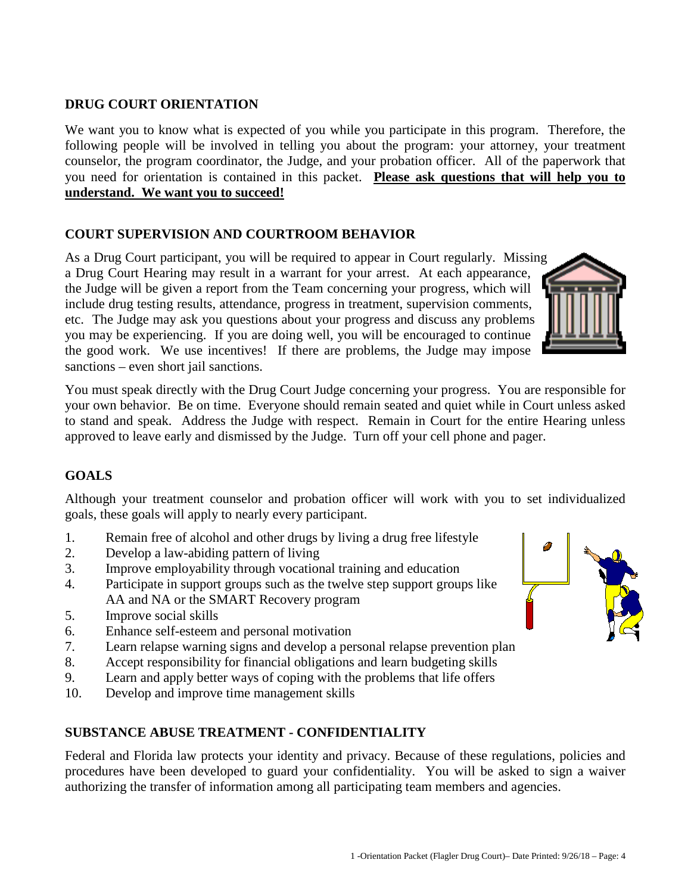## DRUG COURT ORIENTATION

We want you to know what is expected of you while you participate in this program. Therefore, the following people will be involved in telling you about the program: your attorney, your treatment counselor, the program coordinator, the Judge, and your probation officer. All of the paperwork that you need for orientation is contained in this packet. **Please ask questions that will help you to understand. We want you to succeed!**

## COURT SUPERVISION AND COURTROOM BEHAVIOR

As a Drug Court participant, you will be required to appear in Court regularly. Missing a Drug Court Hearing may result in a warrant for your arrest. At each appearance, the Judge will be given a report from the Team concerning your progress, which will include drug testing results, attendance, progress in treatment, supervision comments, etc. The Judge may ask you questions about your progress and discuss any problems you may be experiencing. If you are doing well, you will be encouraged to continue the good work. We use incentives! If there are problems, the Judge may impose sanctions – even short jail sanctions.

You must speak directly with the Drug Court Judge concerning your progress. You are responsible for your own behavior. Be on time. Everyone should remain seated and quiet while in Court unless asked to stand and speak. Address the Judge with respect. Remain in Court for the entire Hearing unless approved to leave early and dismissed by the Judge. Turn off your cell phone and pager.

## GOALS

Although your treatment counselor and probation officer will work with you to set individualized goals, these goals will apply to nearly every participant.

1. Remain free of alcohol and other drugs by living a drug free lifestyle
2. Develop a law-abiding pattern of living
3. Improve employability through vocational training and education
4. Participate in support groups such as the twelve step support groups like AA and NA or the SMART Recovery program
5. Improve social skills
6. Enhance self-esteem and personal motivation
7. Learn relapse warning signs and develop a personal relapse prevention plan
8. Accept responsibility for financial obligations and learn budgeting skills
9. Learn and apply better ways of coping with the problems that life offers
10. Develop and improve time management skills

## SUBSTANCE ABUSE TREATMENT - CONFIDENTIALITY

Federal and Florida law protects your identity and privacy. Because of these regulations, policies and procedures have been developed to guard your confidentiality. You will be asked to sign a waiver authorizing the transfer of information among all participating team members and agencies.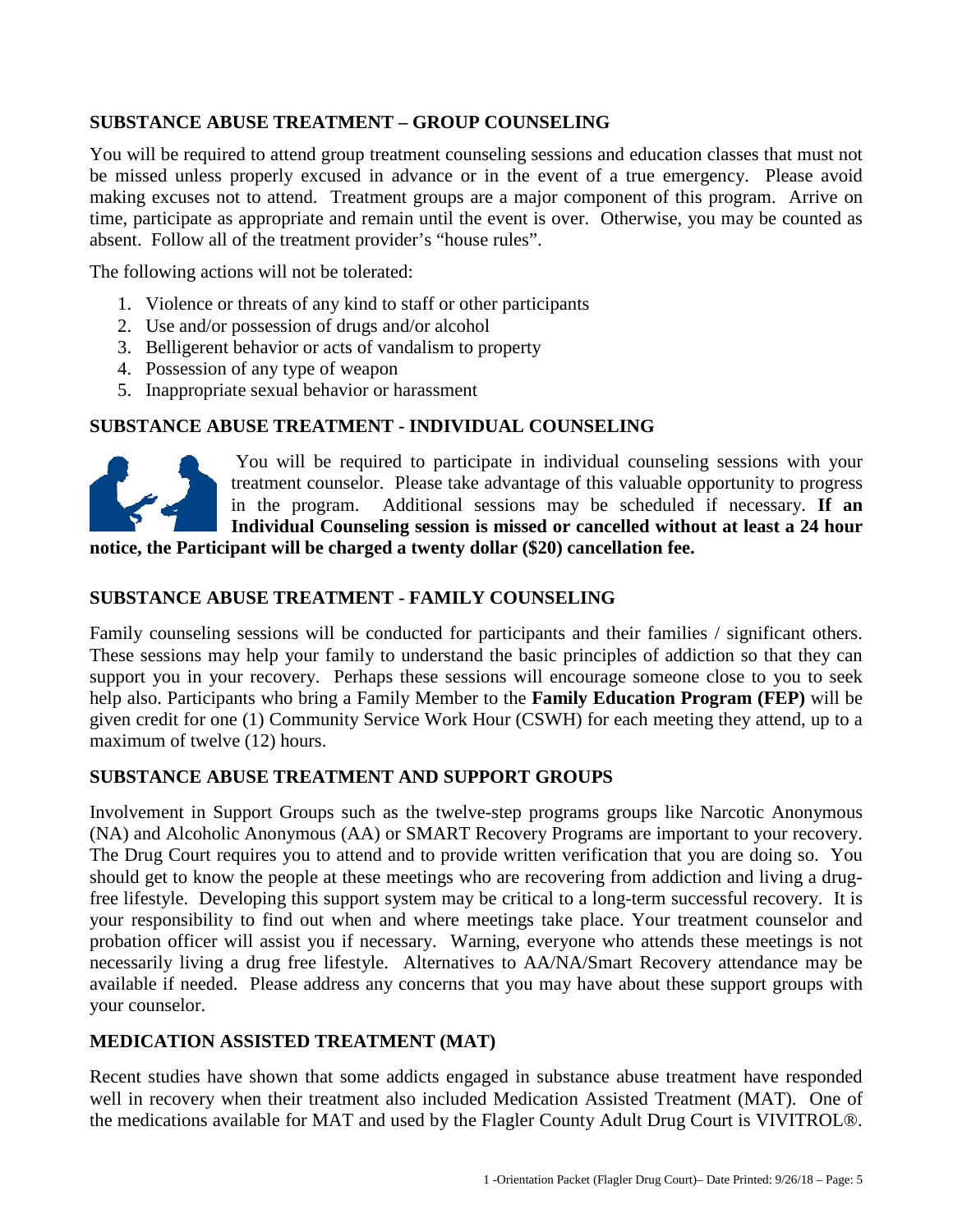## SUBSTANCE ABUSE TREATMENT – GROUP COUNSELING

You will be required to attend group treatment counseling sessions and education classes that must not be missed unless properly excused in advance or in the event of a true emergency. Please avoid making excuses not to attend. Treatment groups are a major component of this program. Arrive on time, participate as appropriate and remain until the event is over. Otherwise, you may be counted as absent. Follow all of the treatment provider's "house rules".

The following actions will not be tolerated:

1. Violence or threats of any kind to staff or other participants
2. Use and/or possession of drugs and/or alcohol
3. Belligerent behavior or acts of vandalism to property
4. Possession of any type of weapon
5. Inappropriate sexual behavior or harassment

## SUBSTANCE ABUSE TREATMENT - INDIVIDUAL COUNSELING

You will be required to participate in individual counseling sessions with your treatment counselor. Please take advantage of this valuable opportunity to progress in the program. Additional sessions may be scheduled if necessary. **If an Individual Counseling session is missed or cancelled without at least a 24 hour notice, the Participant will be charged a twenty dollar ($20) cancellation fee.**

## SUBSTANCE ABUSE TREATMENT - FAMILY COUNSELING

Family counseling sessions will be conducted for participants and their families / significant others. These sessions may help your family to understand the basic principles of addiction so that they can support you in your recovery. Perhaps these sessions will encourage someone close to you to seek help also. Participants who bring a Family Member to the **Family Education Program (FEP)** will be given credit for one (1) Community Service Work Hour (CSWH) for each meeting they attend, up to a maximum of twelve (12) hours.

## SUBSTANCE ABUSE TREATMENT AND SUPPORT GROUPS

Involvement in Support Groups such as the twelve-step programs groups like Narcotic Anonymous (NA) and Alcoholic Anonymous (AA) or SMART Recovery Programs are important to your recovery. The Drug Court requires you to attend and to provide written verification that you are doing so. You should get to know the people at these meetings who are recovering from addiction and living a drug-free lifestyle. Developing this support system may be critical to a long-term successful recovery. It is your responsibility to find out when and where meetings take place. Your treatment counselor and probation officer will assist you if necessary. Warning, everyone who attends these meetings is not necessarily living a drug free lifestyle. Alternatives to AA/NA/Smart Recovery attendance may be available if needed. Please address any concerns that you may have about these support groups with your counselor.

## MEDICATION ASSISTED TREATMENT (MAT)

Recent studies have shown that some addicts engaged in substance abuse treatment have responded well in recovery when their treatment also included Medication Assisted Treatment (MAT). One of the medications available for MAT and used by the Flagler County Adult Drug Court is VIVITROL®.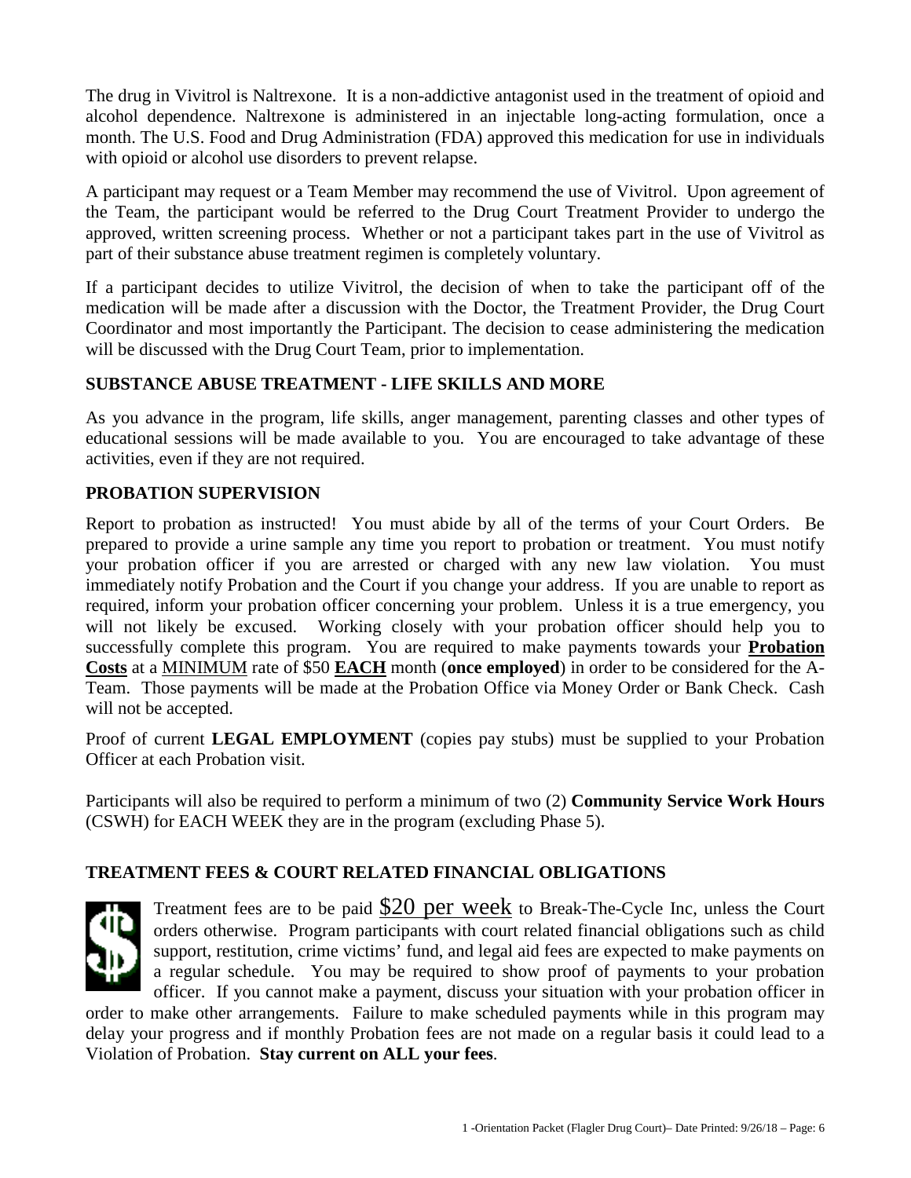The drug in Vivitrol is Naltrexone. It is a non-addictive antagonist used in the treatment of opioid and alcohol dependence. Naltrexone is administered in an injectable long-acting formulation, once a month. The U.S. Food and Drug Administration (FDA) approved this medication for use in individuals with opioid or alcohol use disorders to prevent relapse.

A participant may request or a Team Member may recommend the use of Vivitrol. Upon agreement of the Team, the participant would be referred to the Drug Court Treatment Provider to undergo the approved, written screening process. Whether or not a participant takes part in the use of Vivitrol as part of their substance abuse treatment regimen is completely voluntary.

If a participant decides to utilize Vivitrol, the decision of when to take the participant off of the medication will be made after a discussion with the Doctor, the Treatment Provider, the Drug Court Coordinator and most importantly the Participant. The decision to cease administering the medication will be discussed with the Drug Court Team, prior to implementation.

## SUBSTANCE ABUSE TREATMENT - LIFE SKILLS AND MORE

As you advance in the program, life skills, anger management, parenting classes and other types of educational sessions will be made available to you. You are encouraged to take advantage of these activities, even if they are not required.

## PROBATION SUPERVISION

Report to probation as instructed! You must abide by all of the terms of your Court Orders. Be prepared to provide a urine sample any time you report to probation or treatment. You must notify your probation officer if you are arrested or charged with any new law violation. You must immediately notify Probation and the Court if you change your address. If you are unable to report as required, inform your probation officer concerning your problem. Unless it is a true emergency, you will not likely be excused. Working closely with your probation officer should help you to successfully complete this program. You are required to make payments towards your **Probation Costs** at a MINIMUM rate of $50 **EACH** month (**once employed**) in order to be considered for the A-Team. Those payments will be made at the Probation Office via Money Order or Bank Check. Cash will not be accepted.

Proof of current **LEGAL EMPLOYMENT** (copies pay stubs) must be supplied to your Probation Officer at each Probation visit.

Participants will also be required to perform a minimum of two (2) **Community Service Work Hours** (CSWH) for EACH WEEK they are in the program (excluding Phase 5).

## TREATMENT FEES & COURT RELATED FINANCIAL OBLIGATIONS

Treatment fees are to be paid $20 per week to Break-The-Cycle Inc, unless the Court orders otherwise. Program participants with court related financial obligations such as child support, restitution, crime victims' fund, and legal aid fees are expected to make payments on a regular schedule. You may be required to show proof of payments to your probation officer. If you cannot make a payment, discuss your situation with your probation officer in order to make other arrangements. Failure to make scheduled payments while in this program may delay your progress and if monthly Probation fees are not made on a regular basis it could lead to a Violation of Probation. **Stay current on ALL your fees**.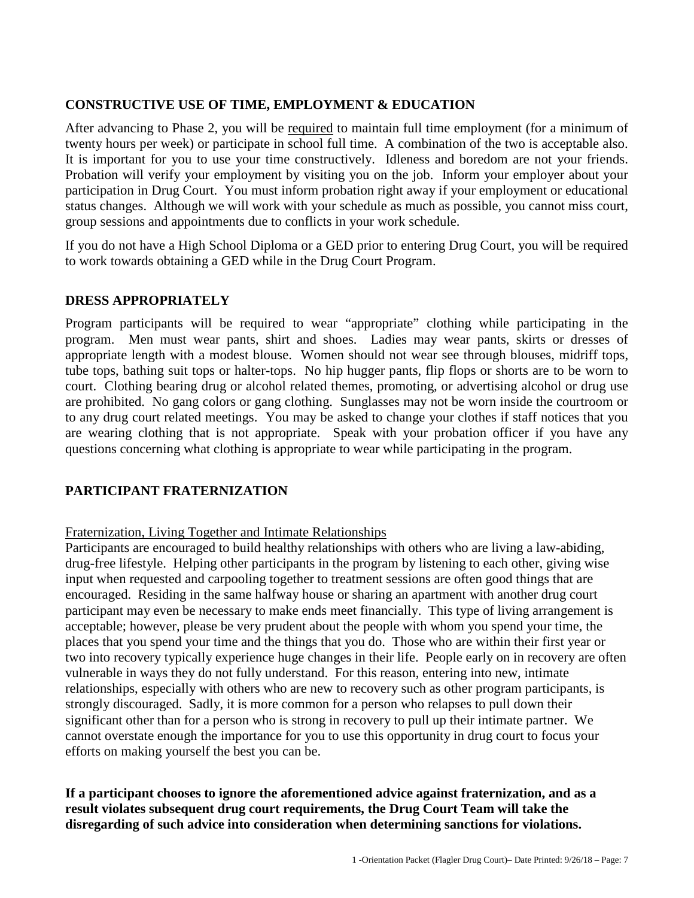## CONSTRUCTIVE USE OF TIME, EMPLOYMENT & EDUCATION

After advancing to Phase 2, you will be required to maintain full time employment (for a minimum of twenty hours per week) or participate in school full time. A combination of the two is acceptable also. It is important for you to use your time constructively. Idleness and boredom are not your friends. Probation will verify your employment by visiting you on the job. Inform your employer about your participation in Drug Court. You must inform probation right away if your employment or educational status changes. Although we will work with your schedule as much as possible, you cannot miss court, group sessions and appointments due to conflicts in your work schedule.

If you do not have a High School Diploma or a GED prior to entering Drug Court, you will be required to work towards obtaining a GED while in the Drug Court Program.

## DRESS APPROPRIATELY

Program participants will be required to wear "appropriate" clothing while participating in the program. Men must wear pants, shirt and shoes. Ladies may wear pants, skirts or dresses of appropriate length with a modest blouse. Women should not wear see through blouses, midriff tops, tube tops, bathing suit tops or halter-tops. No hip hugger pants, flip flops or shorts are to be worn to court. Clothing bearing drug or alcohol related themes, promoting, or advertising alcohol or drug use are prohibited. No gang colors or gang clothing. Sunglasses may not be worn inside the courtroom or to any drug court related meetings. You may be asked to change your clothes if staff notices that you are wearing clothing that is not appropriate. Speak with your probation officer if you have any questions concerning what clothing is appropriate to wear while participating in the program.

## PARTICIPANT FRATERNIZATION

Fraternization, Living Together and Intimate Relationships

Participants are encouraged to build healthy relationships with others who are living a law-abiding, drug-free lifestyle. Helping other participants in the program by listening to each other, giving wise input when requested and carpooling together to treatment sessions are often good things that are encouraged. Residing in the same halfway house or sharing an apartment with another drug court participant may even be necessary to make ends meet financially. This type of living arrangement is acceptable; however, please be very prudent about the people with whom you spend your time, the places that you spend your time and the things that you do. Those who are within their first year or two into recovery typically experience huge changes in their life. People early on in recovery are often vulnerable in ways they do not fully understand. For this reason, entering into new, intimate relationships, especially with others who are new to recovery such as other program participants, is strongly discouraged. Sadly, it is more common for a person who relapses to pull down their significant other than for a person who is strong in recovery to pull up their intimate partner. We cannot overstate enough the importance for you to use this opportunity in drug court to focus your efforts on making yourself the best you can be.

**If a participant chooses to ignore the aforementioned advice against fraternization, and as a result violates subsequent drug court requirements, the Drug Court Team will take the disregarding of such advice into consideration when determining sanctions for violations.**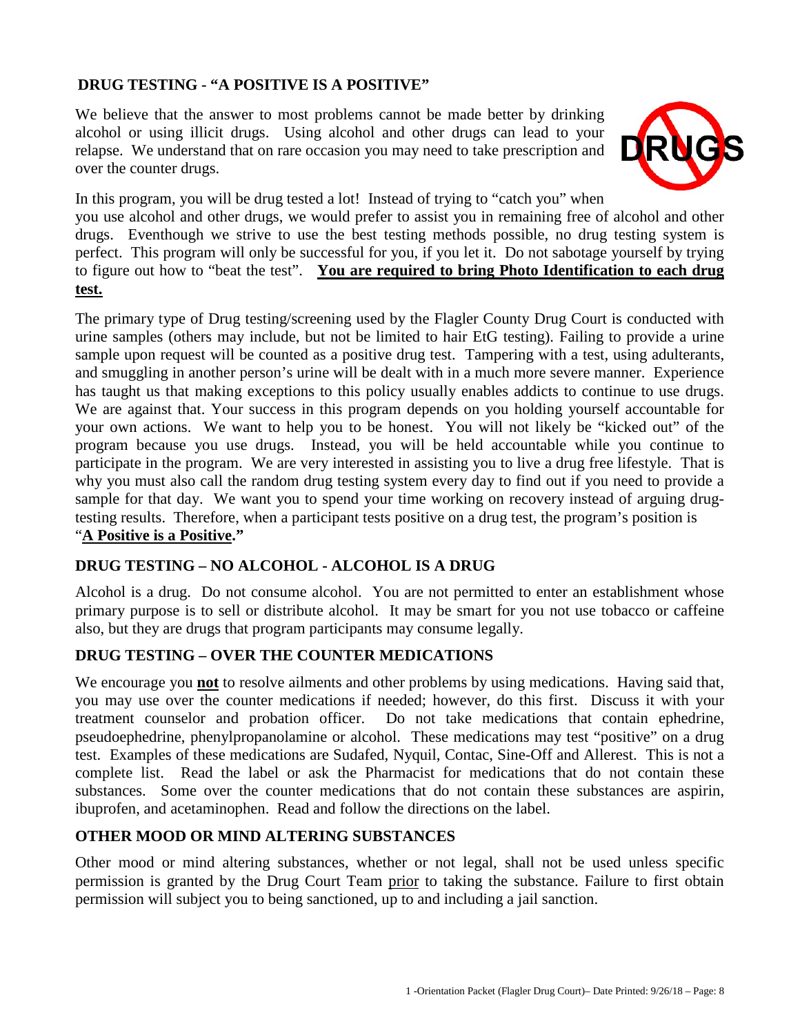## DRUG TESTING - "A POSITIVE IS A POSITIVE"

We believe that the answer to most problems cannot be made better by drinking alcohol or using illicit drugs. Using alcohol and other drugs can lead to your relapse. We understand that on rare occasion you may need to take prescription and over the counter drugs.

In this program, you will be drug tested a lot! Instead of trying to "catch you" when you use alcohol and other drugs, we would prefer to assist you in remaining free of alcohol and other drugs. Eventhough we strive to use the best testing methods possible, no drug testing system is perfect. This program will only be successful for you, if you let it. Do not sabotage yourself by trying to figure out how to "beat the test". **You are required to bring Photo Identification to each drug test.**

The primary type of Drug testing/screening used by the Flagler County Drug Court is conducted with urine samples (others may include, but not be limited to hair EtG testing). Failing to provide a urine sample upon request will be counted as a positive drug test. Tampering with a test, using adulterants, and smuggling in another person's urine will be dealt with in a much more severe manner. Experience has taught us that making exceptions to this policy usually enables addicts to continue to use drugs. We are against that. Your success in this program depends on you holding yourself accountable for your own actions. We want to help you to be honest. You will not likely be "kicked out" of the program because you use drugs. Instead, you will be held accountable while you continue to participate in the program. We are very interested in assisting you to live a drug free lifestyle. That is why you must also call the random drug testing system every day to find out if you need to provide a sample for that day. We want you to spend your time working on recovery instead of arguing drug-testing results. Therefore, when a participant tests positive on a drug test, the program's position is "**A Positive is a Positive.**"

## DRUG TESTING – NO ALCOHOL - ALCOHOL IS A DRUG

Alcohol is a drug. Do not consume alcohol. You are not permitted to enter an establishment whose primary purpose is to sell or distribute alcohol. It may be smart for you not use tobacco or caffeine also, but they are drugs that program participants may consume legally.

## DRUG TESTING – OVER THE COUNTER MEDICATIONS

We encourage you **not** to resolve ailments and other problems by using medications. Having said that, you may use over the counter medications if needed; however, do this first. Discuss it with your treatment counselor and probation officer. Do not take medications that contain ephedrine, pseudoephedrine, phenylpropanolamine or alcohol. These medications may test "positive" on a drug test. Examples of these medications are Sudafed, Nyquil, Contac, Sine-Off and Allerest. This is not a complete list. Read the label or ask the Pharmacist for medications that do not contain these substances. Some over the counter medications that do not contain these substances are aspirin, ibuprofen, and acetaminophen. Read and follow the directions on the label.

## OTHER MOOD OR MIND ALTERING SUBSTANCES

Other mood or mind altering substances, whether or not legal, shall not be used unless specific permission is granted by the Drug Court Team prior to taking the substance. Failure to first obtain permission will subject you to being sanctioned, up to and including a jail sanction.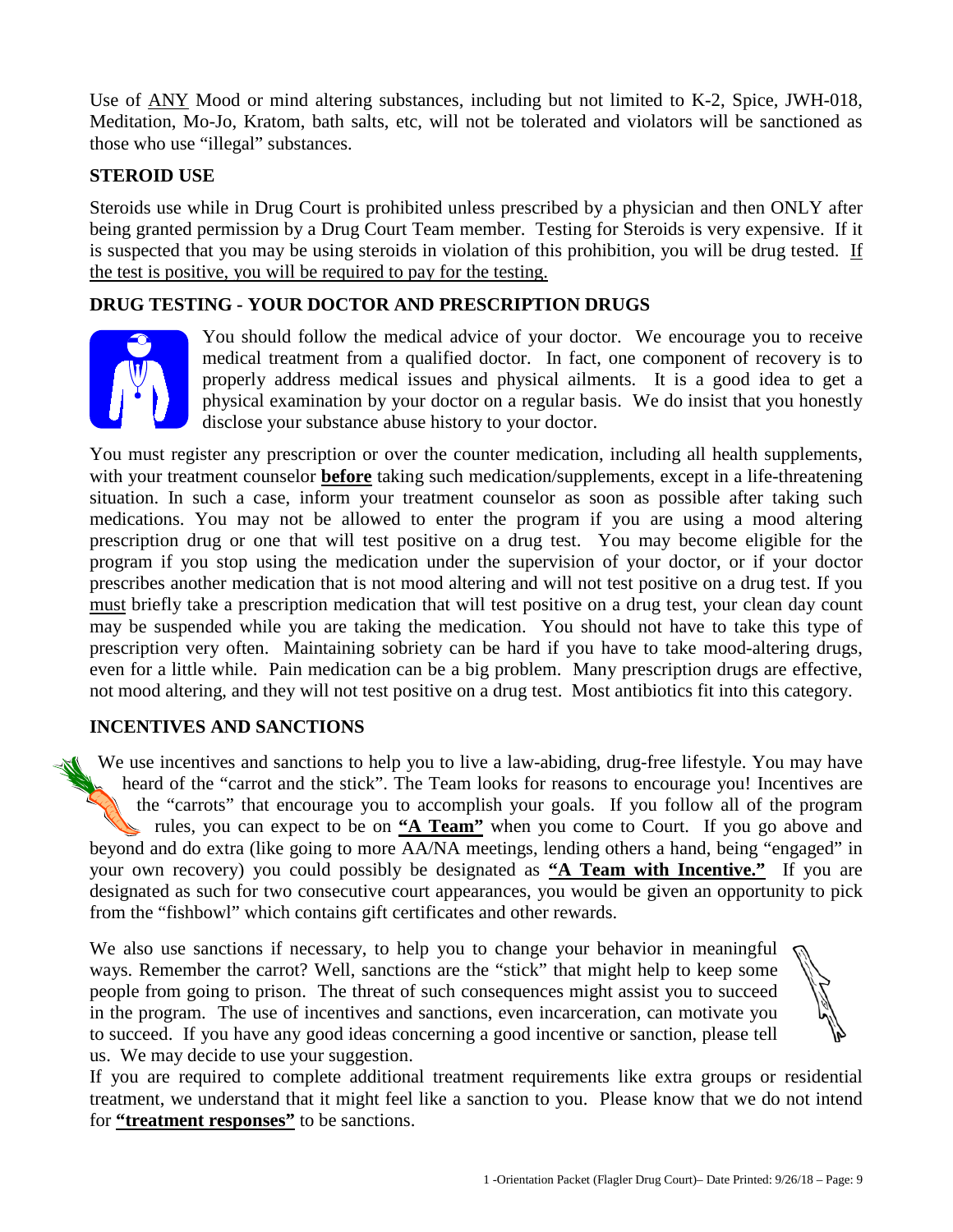Use of ANY Mood or mind altering substances, including but not limited to K-2, Spice, JWH-018, Meditation, Mo-Jo, Kratom, bath salts, etc, will not be tolerated and violators will be sanctioned as those who use "illegal" substances.

## STEROID USE

Steroids use while in Drug Court is prohibited unless prescribed by a physician and then ONLY after being granted permission by a Drug Court Team member. Testing for Steroids is very expensive. If it is suspected that you may be using steroids in violation of this prohibition, you will be drug tested. If the test is positive, you will be required to pay for the testing.

## DRUG TESTING - YOUR DOCTOR AND PRESCRIPTION DRUGS

You should follow the medical advice of your doctor. We encourage you to receive medical treatment from a qualified doctor. In fact, one component of recovery is to properly address medical issues and physical ailments. It is a good idea to get a physical examination by your doctor on a regular basis. We do insist that you honestly disclose your substance abuse history to your doctor.

You must register any prescription or over the counter medication, including all health supplements, with your treatment counselor **before** taking such medication/supplements, except in a life-threatening situation. In such a case, inform your treatment counselor as soon as possible after taking such medications. You may not be allowed to enter the program if you are using a mood altering prescription drug or one that will test positive on a drug test. You may become eligible for the program if you stop using the medication under the supervision of your doctor, or if your doctor prescribes another medication that is not mood altering and will not test positive on a drug test. If you must briefly take a prescription medication that will test positive on a drug test, your clean day count may be suspended while you are taking the medication. You should not have to take this type of prescription very often. Maintaining sobriety can be hard if you have to take mood-altering drugs, even for a little while. Pain medication can be a big problem. Many prescription drugs are effective, not mood altering, and they will not test positive on a drug test. Most antibiotics fit into this category.

## INCENTIVES AND SANCTIONS

We use incentives and sanctions to help you to live a law-abiding, drug-free lifestyle. You may have heard of the "carrot and the stick". The Team looks for reasons to encourage you! Incentives are the "carrots" that encourage you to accomplish your goals. If you follow all of the program rules, you can expect to be on **"A Team"** when you come to Court. If you go above and beyond and do extra (like going to more AA/NA meetings, lending others a hand, being "engaged" in your own recovery) you could possibly be designated as **"A Team with Incentive."** If you are designated as such for two consecutive court appearances, you would be given an opportunity to pick from the "fishbowl" which contains gift certificates and other rewards.

We also use sanctions if necessary, to help you to change your behavior in meaningful ways. Remember the carrot? Well, sanctions are the "stick" that might help to keep some people from going to prison. The threat of such consequences might assist you to succeed in the program. The use of incentives and sanctions, even incarceration, can motivate you to succeed. If you have any good ideas concerning a good incentive or sanction, please tell us. We may decide to use your suggestion.

If you are required to complete additional treatment requirements like extra groups or residential treatment, we understand that it might feel like a sanction to you. Please know that we do not intend for **"treatment responses"** to be sanctions.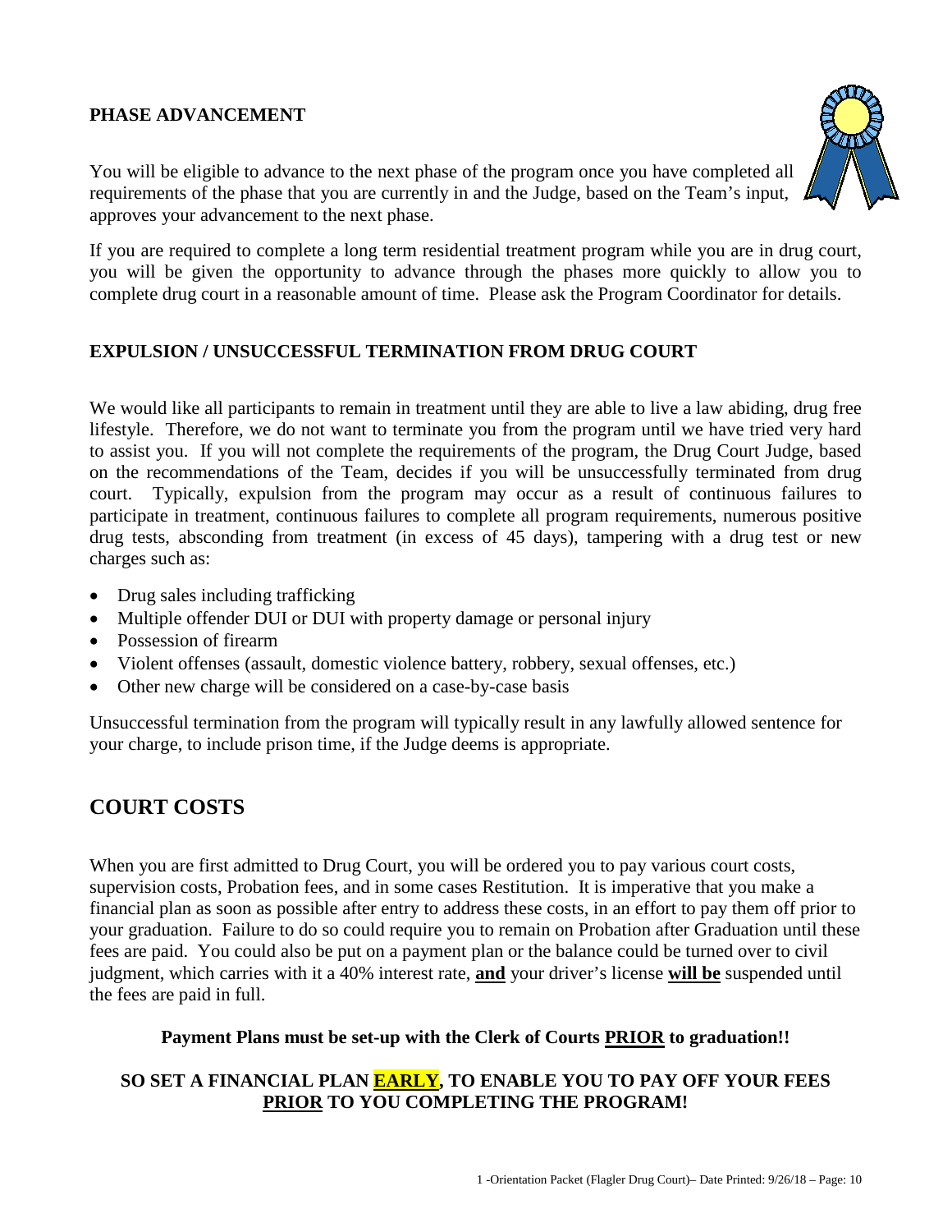### PHASE ADVANCEMENT

You will be eligible to advance to the next phase of the program once you have completed all requirements of the phase that you are currently in and the Judge, based on the Team's input, approves your advancement to the next phase.

If you are required to complete a long term residential treatment program while you are in drug court, you will be given the opportunity to advance through the phases more quickly to allow you to complete drug court in a reasonable amount of time. Please ask the Program Coordinator for details.

### EXPULSION / UNSUCCESSFUL TERMINATION FROM DRUG COURT

We would like all participants to remain in treatment until they are able to live a law abiding, drug free lifestyle. Therefore, we do not want to terminate you from the program until we have tried very hard to assist you. If you will not complete the requirements of the program, the Drug Court Judge, based on the recommendations of the Team, decides if you will be unsuccessfully terminated from drug court. Typically, expulsion from the program may occur as a result of continuous failures to participate in treatment, continuous failures to complete all program requirements, numerous positive drug tests, absconding from treatment (in excess of 45 days), tampering with a drug test or new charges such as:

- Drug sales including trafficking
- Multiple offender DUI or DUI with property damage or personal injury
- Possession of firearm
- Violent offenses (assault, domestic violence battery, robbery, sexual offenses, etc.)
- Other new charge will be considered on a case-by-case basis

Unsuccessful termination from the program will typically result in any lawfully allowed sentence for your charge, to include prison time, if the Judge deems is appropriate.

## COURT COSTS

When you are first admitted to Drug Court, you will be ordered you to pay various court costs, supervision costs, Probation fees, and in some cases Restitution. It is imperative that you make a financial plan as soon as possible after entry to address these costs, in an effort to pay them off prior to your graduation. Failure to do so could require you to remain on Probation after Graduation until these fees are paid. You could also be put on a payment plan or the balance could be turned over to civil judgment, which carries with it a 40% interest rate, **and** your driver's license **will be** suspended until the fees are paid in full.

**Payment Plans must be set-up with the Clerk of Courts PRIOR to graduation!!**

**SO SET A FINANCIAL PLAN EARLY, TO ENABLE YOU TO PAY OFF YOUR FEES PRIOR TO YOU COMPLETING THE PROGRAM!**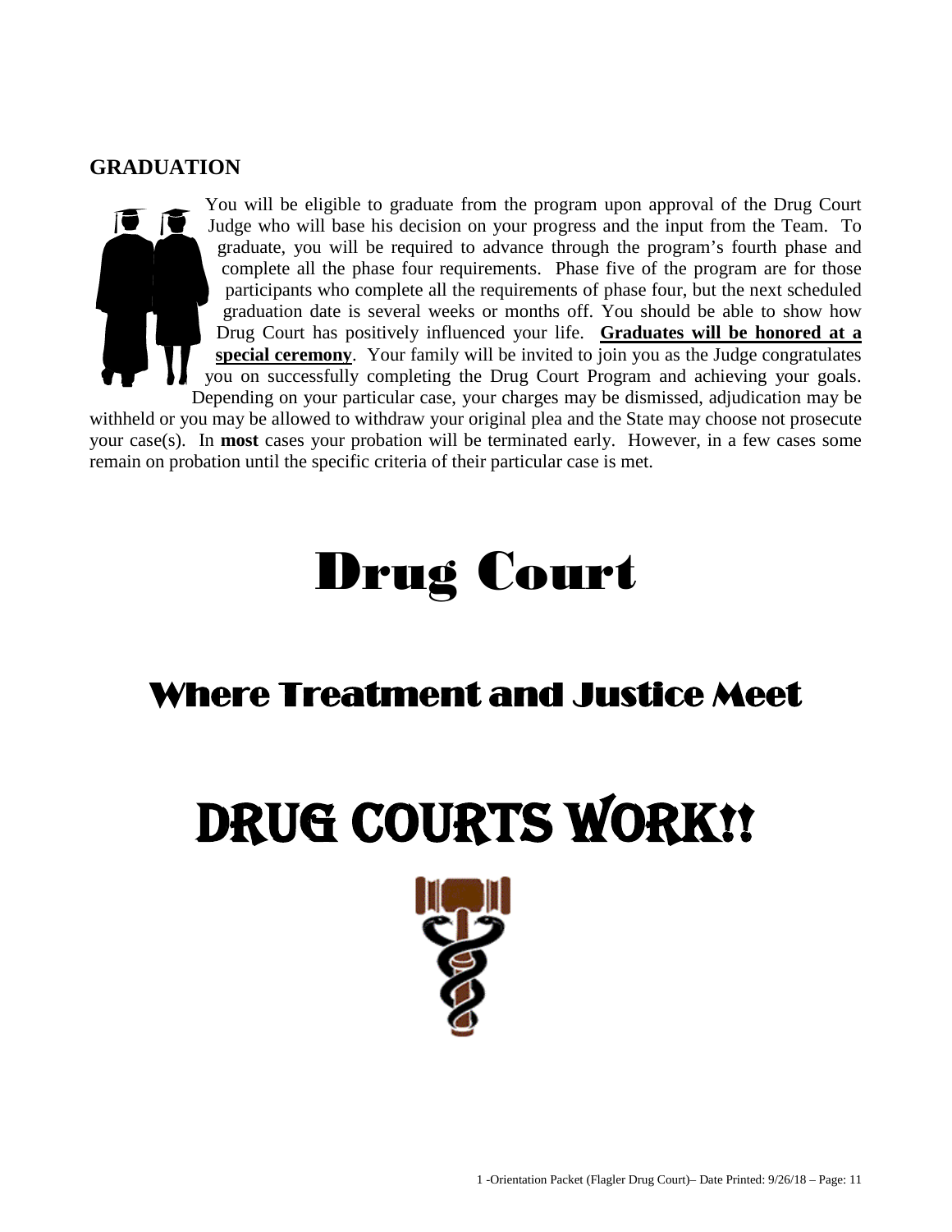## GRADUATION

You will be eligible to graduate from the program upon approval of the Drug Court Judge who will base his decision on your progress and the input from the Team. To graduate, you will be required to advance through the program's fourth phase and complete all the phase four requirements. Phase five of the program are for those participants who complete all the requirements of phase four, but the next scheduled graduation date is several weeks or months off. You should be able to show how Drug Court has positively influenced your life. **<u>Graduates will be honored at a special ceremony</u>**. Your family will be invited to join you as the Judge congratulates you on successfully completing the Drug Court Program and achieving your goals. Depending on your particular case, your charges may be dismissed, adjudication may be withheld or you may be allowed to withdraw your original plea and the State may choose not prosecute your case(s). In **most** cases your probation will be terminated early. However, in a few cases some remain on probation until the specific criteria of their particular case is met.

# Drug Court

## Where Treatment and Justice Meet

# DRUG COURTS WORK!!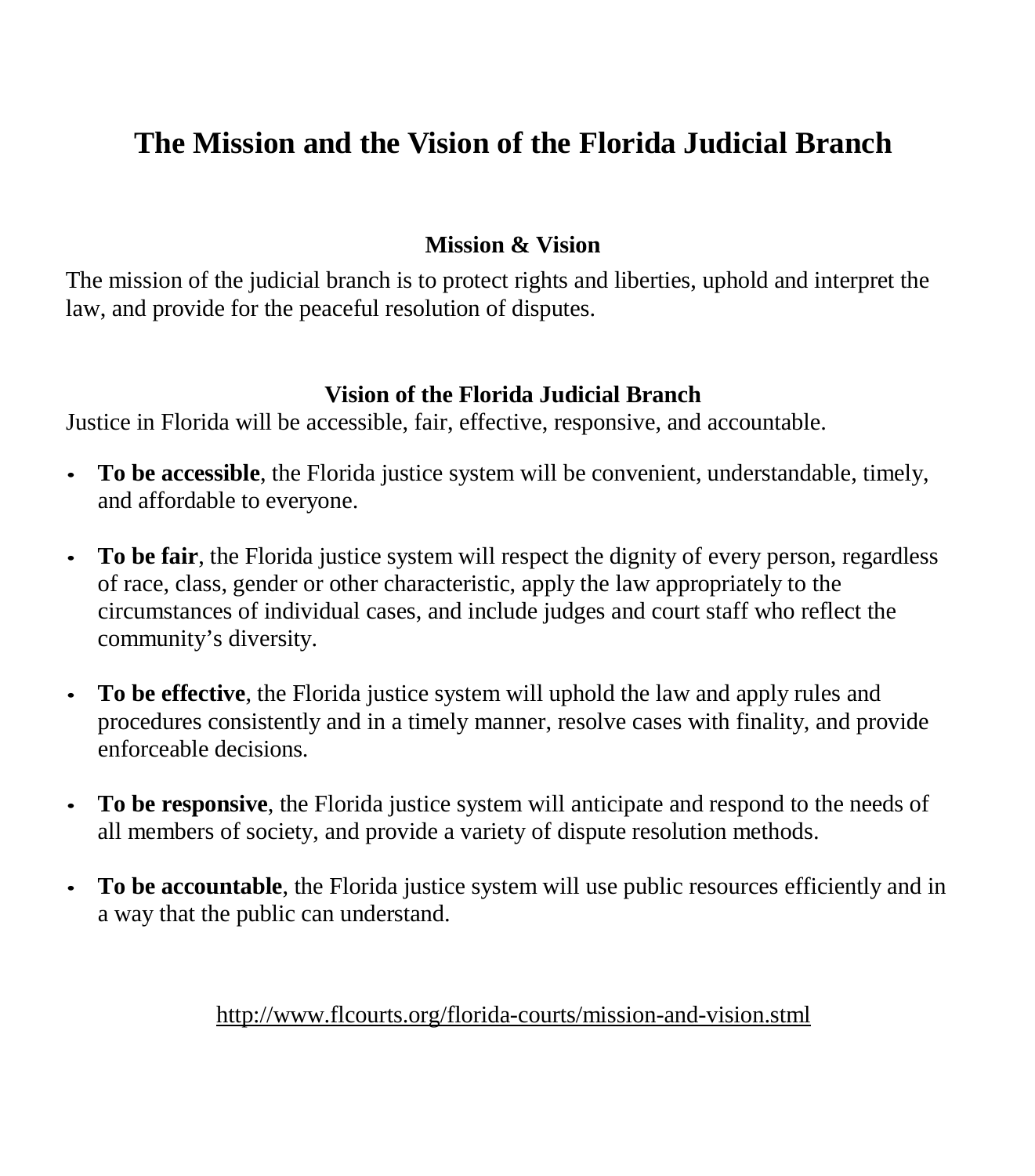# The Mission and the Vision of the Florida Judicial Branch

## Mission & Vision

The mission of the judicial branch is to protect rights and liberties, uphold and interpret the law, and provide for the peaceful resolution of disputes.

## Vision of the Florida Judicial Branch

Justice in Florida will be accessible, fair, effective, responsive, and accountable.

- **To be accessible**, the Florida justice system will be convenient, understandable, timely, and affordable to everyone.
- **To be fair**, the Florida justice system will respect the dignity of every person, regardless of race, class, gender or other characteristic, apply the law appropriately to the circumstances of individual cases, and include judges and court staff who reflect the community's diversity.
- **To be effective**, the Florida justice system will uphold the law and apply rules and procedures consistently and in a timely manner, resolve cases with finality, and provide enforceable decisions.
- **To be responsive**, the Florida justice system will anticipate and respond to the needs of all members of society, and provide a variety of dispute resolution methods.
- **To be accountable**, the Florida justice system will use public resources efficiently and in a way that the public can understand.

http://www.flcourts.org/florida-courts/mission-and-vision.stml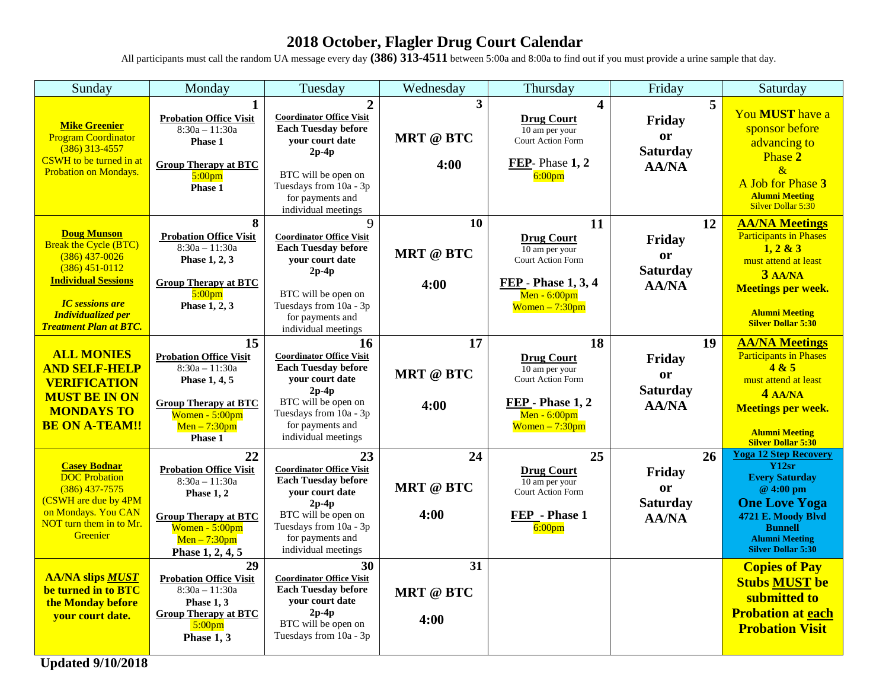# 2018 October, Flagler Drug Court Calendar

All participants must call the random UA message every day **(386) 313-4511** between 5:00a and 8:00a to find out if you must provide a urine sample that day.

| Sunday | Monday | Tuesday | Wednesday | Thursday | Friday | Saturday |
|---|---|---|---|---|---|---|
| **Mike Greenier** Program Coordinator (386) 313-4557 CSWH to be turned in at Probation on Mondays. | **1** **Probation Office Visit** 8:30a – 11:30a **Phase 1** **Group Therapy at BTC** 5:00pm **Phase 1** | **2** **Coordinator Office Visit** **Each Tuesday before your court date 2p-4p** BTC will be open on Tuesdays from 10a - 3p for payments and individual meetings | **3** **MRT @ BTC 4:00** | **4** **Drug Court** 10 am per your Court Action Form **FEP**- Phase **1, 2** 6:00pm | **5** **Friday or Saturday AA/NA** | You **MUST** have a sponsor before advancing to Phase **2** & A Job for Phase **3** **Alumni Meeting** Silver Dollar 5:30 |
| **Doug Munson** Break the Cycle (BTC) (386) 437-0026 (386) 451-0112 **Individual Sessions** ***IC sessions are Individualized per Treatment Plan at BTC.*** | **8** **Probation Office Visit** 8:30a – 11:30a **Phase 1, 2, 3** **Group Therapy at BTC** 5:00pm **Phase 1, 2, 3** | 9 **Coordinator Office Visit** **Each Tuesday before your court date 2p-4p** BTC will be open on Tuesdays from 10a - 3p for payments and individual meetings | **10** **MRT @ BTC 4:00** | **11** **Drug Court** 10 am per your Court Action Form **FEP - Phase 1, 3, 4** Men - 6:00pm Women – 7:30pm | **12** **Friday or Saturday AA/NA** | **AA/NA Meetings** Participants in Phases **1, 2 & 3** must attend at least **3 AA/NA Meetings per week.** **Alumni Meeting Silver Dollar 5:30** |
| **ALL MONIES AND SELF-HELP VERIFICATION MUST BE IN ON MONDAYS TO BE ON A-TEAM!!** | **15** **Probation Office Visit** 8:30a – 11:30a **Phase 1, 4, 5** **Group Therapy at BTC** Women - 5:00pm Men – 7:30pm **Phase 1** | **16** **Coordinator Office Visit** **Each Tuesday before your court date 2p-4p** BTC will be open on Tuesdays from 10a - 3p for payments and individual meetings | **17** **MRT @ BTC 4:00** | **18** **Drug Court** 10 am per your Court Action Form **FEP - Phase 1, 2** Men - 6:00pm Women – 7:30pm | **19** **Friday or Saturday AA/NA** | **AA/NA Meetings** Participants in Phases **4 & 5** must attend at least **4 AA/NA Meetings per week.** **Alumni Meeting Silver Dollar 5:30** |
| **Casey Bodnar** DOC Probation (386) 437-7575 (CSWH are due by 4PM on Mondays. You CAN NOT turn them in to Mr. Greenier | **22** **Probation Office Visit** 8:30a – 11:30a **Phase 1, 2** **Group Therapy at BTC** Women - 5:00pm Men – 7:30pm **Phase 1, 2, 4, 5** | **23** **Coordinator Office Visit** **Each Tuesday before your court date 2p-4p** BTC will be open on Tuesdays from 10a - 3p for payments and individual meetings | **24** **MRT @ BTC 4:00** | **25** **Drug Court** 10 am per your Court Action Form **FEP - Phase 1** 6:00pm | **26** **Friday or Saturday AA/NA** | **Yoga 12 Step Recovery** **Y12sr** **Every Saturday @ 4:00 pm** **One Love Yoga** **4721 E. Moody Blvd Bunnell** **Alumni Meeting Silver Dollar 5:30** |
| **AA/NA slips *MUST* be turned in to BTC the Monday before your court date.** | **29** **Probation Office Visit** 8:30a – 11:30a **Phase 1, 3** **Group Therapy at BTC** 5:00pm **Phase 1, 3** | **30** **Coordinator Office Visit** **Each Tuesday before your court date 2p-4p** BTC will be open on Tuesdays from 10a - 3p | **31** **MRT @ BTC 4:00** | | | **Copies of Pay Stubs MUST be submitted to Probation at each Probation Visit** |

**Updated 9/10/2018**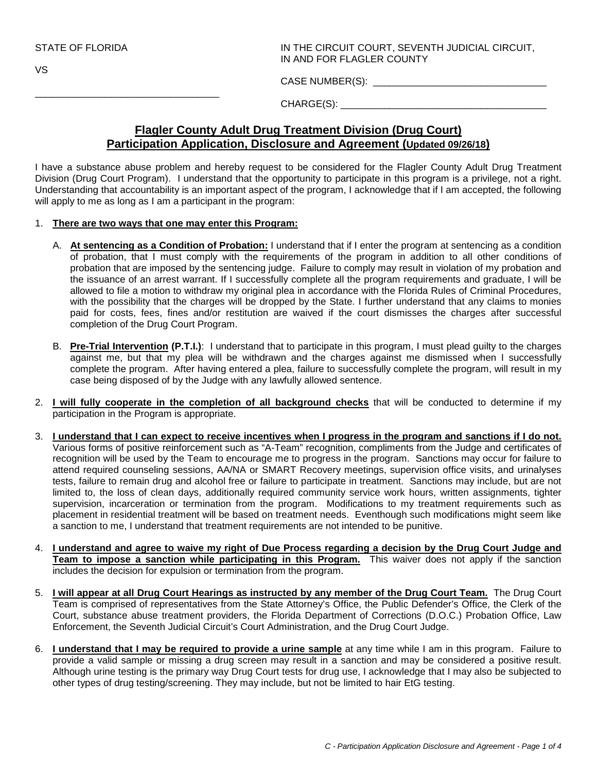STATE OF FLORIDA

VS

___________________________________

IN THE CIRCUIT COURT, SEVENTH JUDICIAL CIRCUIT, IN AND FOR FLAGLER COUNTY

CASE NUMBER(S): ________________________________

CHARGE(S): ______________________________________

## Flagler County Adult Drug Treatment Division (Drug Court) Participation Application, Disclosure and Agreement (Updated 09/26/18)

I have a substance abuse problem and hereby request to be considered for the Flagler County Adult Drug Treatment Division (Drug Court Program). I understand that the opportunity to participate in this program is a privilege, not a right. Understanding that accountability is an important aspect of the program, I acknowledge that if I am accepted, the following will apply to me as long as I am a participant in the program:

1. **There are two ways that one may enter this Program:**

   A. **At sentencing as a Condition of Probation:** I understand that if I enter the program at sentencing as a condition of probation, that I must comply with the requirements of the program in addition to all other conditions of probation that are imposed by the sentencing judge. Failure to comply may result in violation of my probation and the issuance of an arrest warrant. If I successfully complete all the program requirements and graduate, I will be allowed to file a motion to withdraw my original plea in accordance with the Florida Rules of Criminal Procedures, with the possibility that the charges will be dropped by the State. I further understand that any claims to monies paid for costs, fees, fines and/or restitution are waived if the court dismisses the charges after successful completion of the Drug Court Program.

   B. **Pre-Trial Intervention (P.T.I.)**: I understand that to participate in this program, I must plead guilty to the charges against me, but that my plea will be withdrawn and the charges against me dismissed when I successfully complete the program. After having entered a plea, failure to successfully complete the program, will result in my case being disposed of by the Judge with any lawfully allowed sentence.

2. **I will fully cooperate in the completion of all background checks** that will be conducted to determine if my participation in the Program is appropriate.

3. **I understand that I can expect to receive incentives when I progress in the program and sanctions if I do not.** Various forms of positive reinforcement such as "A-Team" recognition, compliments from the Judge and certificates of recognition will be used by the Team to encourage me to progress in the program. Sanctions may occur for failure to attend required counseling sessions, AA/NA or SMART Recovery meetings, supervision office visits, and urinalyses tests, failure to remain drug and alcohol free or failure to participate in treatment. Sanctions may include, but are not limited to, the loss of clean days, additionally required community service work hours, written assignments, tighter supervision, incarceration or termination from the program. Modifications to my treatment requirements such as placement in residential treatment will be based on treatment needs. Eventhough such modifications might seem like a sanction to me, I understand that treatment requirements are not intended to be punitive.

4. **I understand and agree to waive my right of Due Process regarding a decision by the Drug Court Judge and Team to impose a sanction while participating in this Program.** This waiver does not apply if the sanction includes the decision for expulsion or termination from the program.

5. **I will appear at all Drug Court Hearings as instructed by any member of the Drug Court Team.** The Drug Court Team is comprised of representatives from the State Attorney's Office, the Public Defender's Office, the Clerk of the Court, substance abuse treatment providers, the Florida Department of Corrections (D.O.C.) Probation Office, Law Enforcement, the Seventh Judicial Circuit's Court Administration, and the Drug Court Judge.

6. **I understand that I may be required to provide a urine sample** at any time while I am in this program. Failure to provide a valid sample or missing a drug screen may result in a sanction and may be considered a positive result. Although urine testing is the primary way Drug Court tests for drug use, I acknowledge that I may also be subjected to other types of drug testing/screening. They may include, but not be limited to hair EtG testing.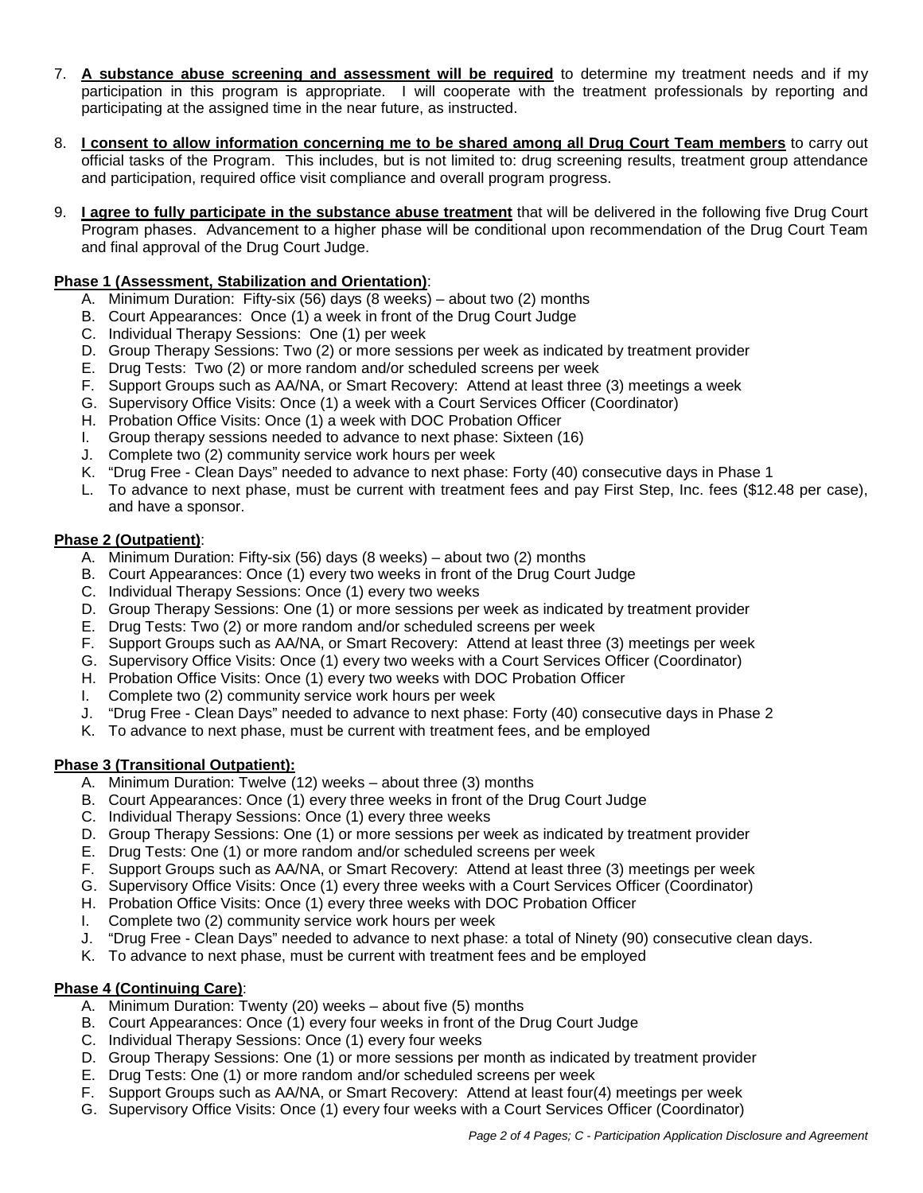7. **A substance abuse screening and assessment will be required** to determine my treatment needs and if my participation in this program is appropriate. I will cooperate with the treatment professionals by reporting and participating at the assigned time in the near future, as instructed.

8. **I consent to allow information concerning me to be shared among all Drug Court Team members** to carry out official tasks of the Program. This includes, but is not limited to: drug screening results, treatment group attendance and participation, required office visit compliance and overall program progress.

9. **I agree to fully participate in the substance abuse treatment** that will be delivered in the following five Drug Court Program phases. Advancement to a higher phase will be conditional upon recommendation of the Drug Court Team and final approval of the Drug Court Judge.

**Phase 1 (Assessment, Stabilization and Orientation)**:

A. Minimum Duration: Fifty-six (56) days (8 weeks) – about two (2) months
B. Court Appearances: Once (1) a week in front of the Drug Court Judge
C. Individual Therapy Sessions: One (1) per week
D. Group Therapy Sessions: Two (2) or more sessions per week as indicated by treatment provider
E. Drug Tests: Two (2) or more random and/or scheduled screens per week
F. Support Groups such as AA/NA, or Smart Recovery: Attend at least three (3) meetings a week
G. Supervisory Office Visits: Once (1) a week with a Court Services Officer (Coordinator)
H. Probation Office Visits: Once (1) a week with DOC Probation Officer
I. Group therapy sessions needed to advance to next phase: Sixteen (16)
J. Complete two (2) community service work hours per week
K. "Drug Free - Clean Days" needed to advance to next phase: Forty (40) consecutive days in Phase 1
L. To advance to next phase, must be current with treatment fees and pay First Step, Inc. fees ($12.48 per case), and have a sponsor.

**Phase 2 (Outpatient)**:

A. Minimum Duration: Fifty-six (56) days (8 weeks) – about two (2) months
B. Court Appearances: Once (1) every two weeks in front of the Drug Court Judge
C. Individual Therapy Sessions: Once (1) every two weeks
D. Group Therapy Sessions: One (1) or more sessions per week as indicated by treatment provider
E. Drug Tests: Two (2) or more random and/or scheduled screens per week
F. Support Groups such as AA/NA, or Smart Recovery: Attend at least three (3) meetings per week
G. Supervisory Office Visits: Once (1) every two weeks with a Court Services Officer (Coordinator)
H. Probation Office Visits: Once (1) every two weeks with DOC Probation Officer
I. Complete two (2) community service work hours per week
J. "Drug Free - Clean Days" needed to advance to next phase: Forty (40) consecutive days in Phase 2
K. To advance to next phase, must be current with treatment fees, and be employed

**Phase 3 (Transitional Outpatient):**

A. Minimum Duration: Twelve (12) weeks – about three (3) months
B. Court Appearances: Once (1) every three weeks in front of the Drug Court Judge
C. Individual Therapy Sessions: Once (1) every three weeks
D. Group Therapy Sessions: One (1) or more sessions per week as indicated by treatment provider
E. Drug Tests: One (1) or more random and/or scheduled screens per week
F. Support Groups such as AA/NA, or Smart Recovery: Attend at least three (3) meetings per week
G. Supervisory Office Visits: Once (1) every three weeks with a Court Services Officer (Coordinator)
H. Probation Office Visits: Once (1) every three weeks with DOC Probation Officer
I. Complete two (2) community service work hours per week
J. "Drug Free - Clean Days" needed to advance to next phase: a total of Ninety (90) consecutive clean days.
K. To advance to next phase, must be current with treatment fees and be employed

**Phase 4 (Continuing Care)**:

A. Minimum Duration: Twenty (20) weeks – about five (5) months
B. Court Appearances: Once (1) every four weeks in front of the Drug Court Judge
C. Individual Therapy Sessions: Once (1) every four weeks
D. Group Therapy Sessions: One (1) or more sessions per month as indicated by treatment provider
E. Drug Tests: One (1) or more random and/or scheduled screens per week
F. Support Groups such as AA/NA, or Smart Recovery: Attend at least four(4) meetings per week
G. Supervisory Office Visits: Once (1) every four weeks with a Court Services Officer (Coordinator)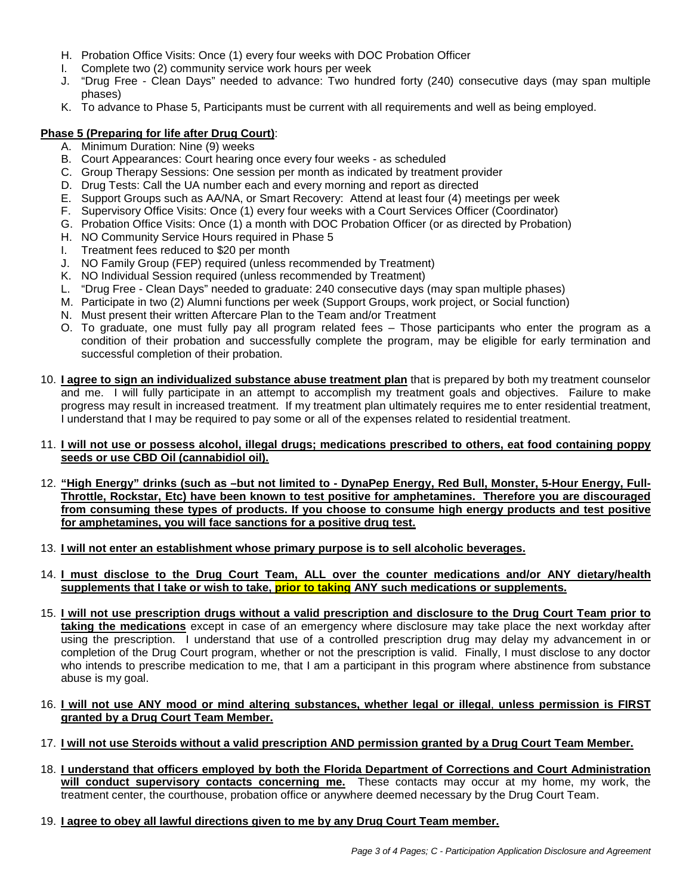H. Probation Office Visits: Once (1) every four weeks with DOC Probation Officer
I. Complete two (2) community service work hours per week
J. "Drug Free - Clean Days" needed to advance: Two hundred forty (240) consecutive days (may span multiple phases)
K. To advance to Phase 5, Participants must be current with all requirements and well as being employed.

**Phase 5 (Preparing for life after Drug Court)**:

A. Minimum Duration: Nine (9) weeks
B. Court Appearances: Court hearing once every four weeks - as scheduled
C. Group Therapy Sessions: One session per month as indicated by treatment provider
D. Drug Tests: Call the UA number each and every morning and report as directed
E. Support Groups such as AA/NA, or Smart Recovery: Attend at least four (4) meetings per week
F. Supervisory Office Visits: Once (1) every four weeks with a Court Services Officer (Coordinator)
G. Probation Office Visits: Once (1) a month with DOC Probation Officer (or as directed by Probation)
H. NO Community Service Hours required in Phase 5
I. Treatment fees reduced to $20 per month
J. NO Family Group (FEP) required (unless recommended by Treatment)
K. NO Individual Session required (unless recommended by Treatment)
L. "Drug Free - Clean Days" needed to graduate: 240 consecutive days (may span multiple phases)
M. Participate in two (2) Alumni functions per week (Support Groups, work project, or Social function)
N. Must present their written Aftercare Plan to the Team and/or Treatment
O. To graduate, one must fully pay all program related fees – Those participants who enter the program as a condition of their probation and successfully complete the program, may be eligible for early termination and successful completion of their probation.

10. **I agree to sign an individualized substance abuse treatment plan** that is prepared by both my treatment counselor and me. I will fully participate in an attempt to accomplish my treatment goals and objectives. Failure to make progress may result in increased treatment. If my treatment plan ultimately requires me to enter residential treatment, I understand that I may be required to pay some or all of the expenses related to residential treatment.

11. **I will not use or possess alcohol, illegal drugs; medications prescribed to others, eat food containing poppy seeds or use CBD Oil (cannabidiol oil).**

12. **"High Energy" drinks (such as –but not limited to - DynaPep Energy, Red Bull, Monster, 5-Hour Energy, Full-Throttle, Rockstar, Etc) have been known to test positive for amphetamines. Therefore you are discouraged from consuming these types of products. If you choose to consume high energy products and test positive for amphetamines, you will face sanctions for a positive drug test.**

13. **I will not enter an establishment whose primary purpose is to sell alcoholic beverages.**

14. **I must disclose to the Drug Court Team, ALL over the counter medications and/or ANY dietary/health supplements that I take or wish to take, prior to taking ANY such medications or supplements.**

15. **I will not use prescription drugs without a valid prescription and disclosure to the Drug Court Team prior to taking the medications** except in case of an emergency where disclosure may take place the next workday after using the prescription. I understand that use of a controlled prescription drug may delay my advancement in or completion of the Drug Court program, whether or not the prescription is valid. Finally, I must disclose to any doctor who intends to prescribe medication to me, that I am a participant in this program where abstinence from substance abuse is my goal.

16. **I will not use ANY mood or mind altering substances, whether legal or illegal**, **unless permission is FIRST granted by a Drug Court Team Member.**

17. **I will not use Steroids without a valid prescription AND permission granted by a Drug Court Team Member.**

18. **I understand that officers employed by both the Florida Department of Corrections and Court Administration will conduct supervisory contacts concerning me.** These contacts may occur at my home, my work, the treatment center, the courthouse, probation office or anywhere deemed necessary by the Drug Court Team.

19. **I agree to obey all lawful directions given to me by any Drug Court Team member.**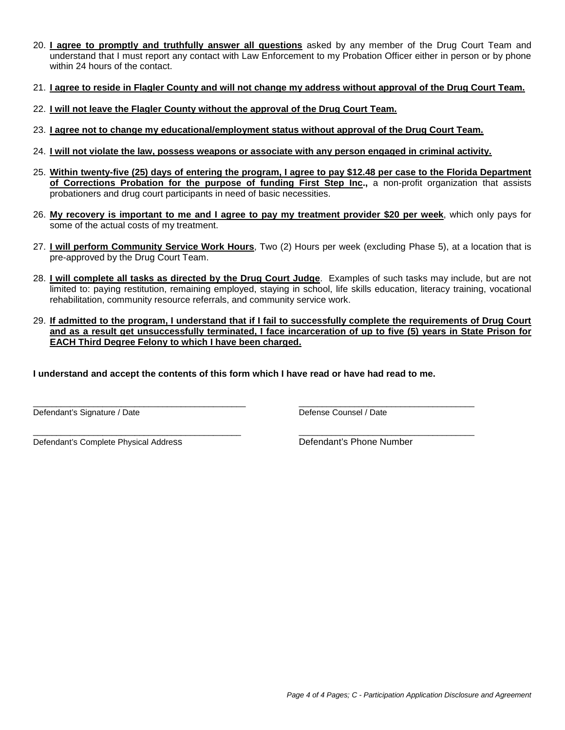20. **I agree to promptly and truthfully answer all questions** asked by any member of the Drug Court Team and understand that I must report any contact with Law Enforcement to my Probation Officer either in person or by phone within 24 hours of the contact.

21. **I agree to reside in Flagler County and will not change my address without approval of the Drug Court Team.**

22. **I will not leave the Flagler County without the approval of the Drug Court Team.**

23. **I agree not to change my educational/employment status without approval of the Drug Court Team.**

24. **I will not violate the law, possess weapons or associate with any person engaged in criminal activity.**

25. **Within twenty-five (25) days of entering the program, I agree to pay $12.48 per case to the Florida Department of Corrections Probation for the purpose of funding First Step Inc.,** a non-profit organization that assists probationers and drug court participants in need of basic necessities.

26. **My recovery is important to me and I agree to pay my treatment provider $20 per week**, which only pays for some of the actual costs of my treatment.

27. **I will perform Community Service Work Hours**, Two (2) Hours per week (excluding Phase 5), at a location that is pre-approved by the Drug Court Team.

28. **I will complete all tasks as directed by the Drug Court Judge**. Examples of such tasks may include, but are not limited to: paying restitution, remaining employed, staying in school, life skills education, literacy training, vocational rehabilitation, community resource referrals, and community service work.

29. **If admitted to the program, I understand that if I fail to successfully complete the requirements of Drug Court and as a result get unsuccessfully terminated, I face incarceration of up to five (5) years in State Prison for EACH Third Degree Felony to which I have been charged.**

**I understand and accept the contents of this form which I have read or have had read to me.**

_______________________________________ Defendant's Signature / Date

_______________________________________ Defense Counsel / Date

_______________________________________ Defendant's Complete Physical Address

_______________________________________ Defendant's Phone Number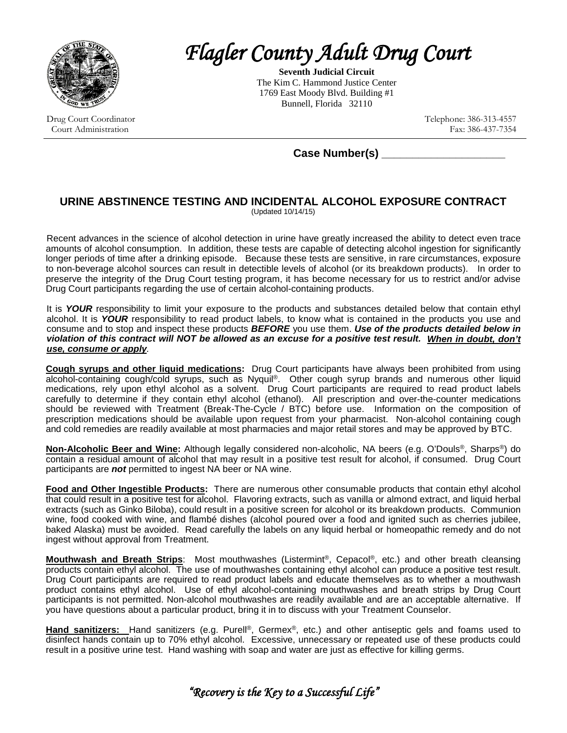# *Flagler County Adult Drug Court*

**Seventh Judicial Circuit**
The Kim C. Hammond Justice Center
1769 East Moody Blvd. Building #1
Bunnell, Florida 32110

Drug Court Coordinator
Court Administration

Telephone: 386-313-4557
Fax: 386-437-7354

**Case Number(s) \_\_\_\_\_\_\_\_\_\_\_\_\_\_\_\_\_\_\_\_\_\_**

## URINE ABSTINENCE TESTING AND INCIDENTAL ALCOHOL EXPOSURE CONTRACT

(Updated 10/14/15)

Recent advances in the science of alcohol detection in urine have greatly increased the ability to detect even trace amounts of alcohol consumption. In addition, these tests are capable of detecting alcohol ingestion for significantly longer periods of time after a drinking episode. Because these tests are sensitive, in rare circumstances, exposure to non-beverage alcohol sources can result in detectible levels of alcohol (or its breakdown products). In order to preserve the integrity of the Drug Court testing program, it has become necessary for us to restrict and/or advise Drug Court participants regarding the use of certain alcohol-containing products.

It is ***YOUR*** responsibility to limit your exposure to the products and substances detailed below that contain ethyl alcohol. It is ***YOUR*** responsibility to read product labels, to know what is contained in the products you use and consume and to stop and inspect these products ***BEFORE*** you use them. ***Use of the products detailed below in violation of this contract will NOT be allowed as an excuse for a positive test result. When in doubt, don't use, consume or apply***.

**Cough syrups and other liquid medications:** Drug Court participants have always been prohibited from using alcohol-containing cough/cold syrups, such as Nyquil®. Other cough syrup brands and numerous other liquid medications, rely upon ethyl alcohol as a solvent. Drug Court participants are required to read product labels carefully to determine if they contain ethyl alcohol (ethanol). All prescription and over-the-counter medications should be reviewed with Treatment (Break-The-Cycle / BTC) before use. Information on the composition of prescription medications should be available upon request from your pharmacist. Non-alcohol containing cough and cold remedies are readily available at most pharmacies and major retail stores and may be approved by BTC.

**Non-Alcoholic Beer and Wine:** Although legally considered non-alcoholic, NA beers (e.g. O'Douls®, Sharps®) do contain a residual amount of alcohol that may result in a positive test result for alcohol, if consumed. Drug Court participants are ***not*** permitted to ingest NA beer or NA wine.

**Food and Other Ingestible Products:** There are numerous other consumable products that contain ethyl alcohol that could result in a positive test for alcohol. Flavoring extracts, such as vanilla or almond extract, and liquid herbal extracts (such as Ginko Biloba), could result in a positive screen for alcohol or its breakdown products. Communion wine, food cooked with wine, and flambé dishes (alcohol poured over a food and ignited such as cherries jubilee, baked Alaska) must be avoided. Read carefully the labels on any liquid herbal or homeopathic remedy and do not ingest without approval from Treatment.

**Mouthwash and Breath Strips**: Most mouthwashes (Listermint®, Cepacol®, etc.) and other breath cleansing products contain ethyl alcohol. The use of mouthwashes containing ethyl alcohol can produce a positive test result. Drug Court participants are required to read product labels and educate themselves as to whether a mouthwash product contains ethyl alcohol. Use of ethyl alcohol-containing mouthwashes and breath strips by Drug Court participants is not permitted. Non-alcohol mouthwashes are readily available and are an acceptable alternative. If you have questions about a particular product, bring it in to discuss with your Treatment Counselor.

**Hand sanitizers:** Hand sanitizers (e.g. Purell®, Germex®, etc.) and other antiseptic gels and foams used to disinfect hands contain up to 70% ethyl alcohol. Excessive, unnecessary or repeated use of these products could result in a positive urine test. Hand washing with soap and water are just as effective for killing germs.

*"Recovery is the Key to a Successful Life"*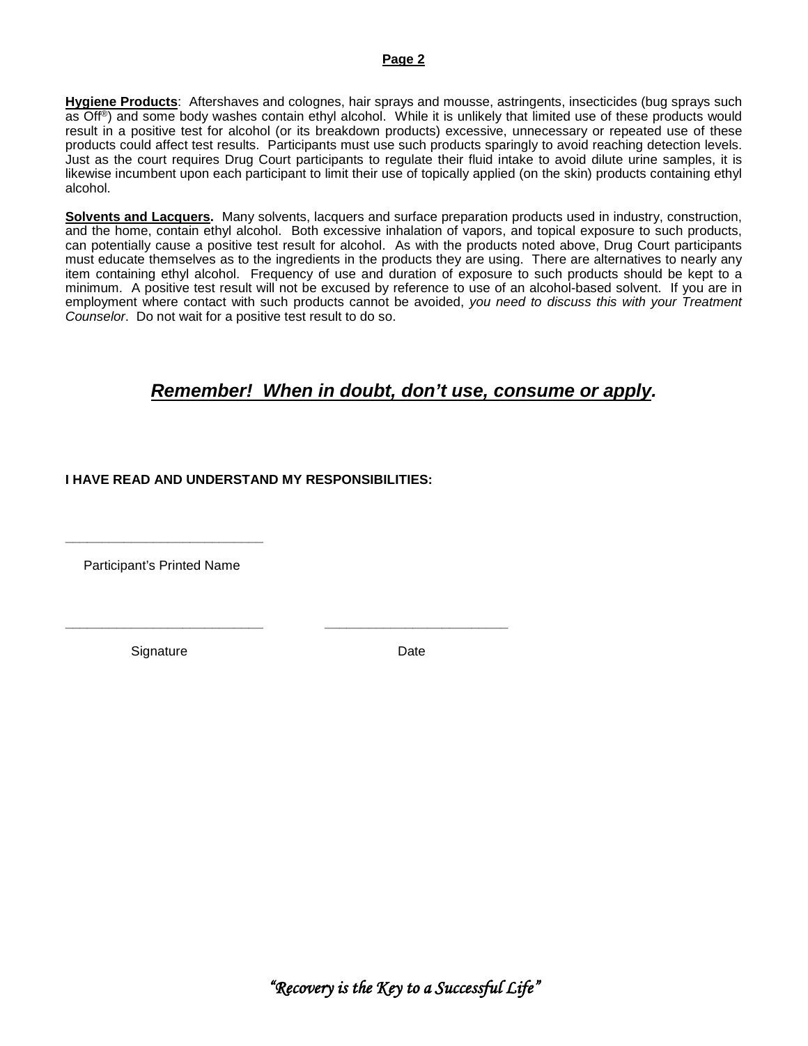**Page 2**

**Hygiene Products**: Aftershaves and colognes, hair sprays and mousse, astringents, insecticides (bug sprays such as Off®) and some body washes contain ethyl alcohol. While it is unlikely that limited use of these products would result in a positive test for alcohol (or its breakdown products) excessive, unnecessary or repeated use of these products could affect test results. Participants must use such products sparingly to avoid reaching detection levels. Just as the court requires Drug Court participants to regulate their fluid intake to avoid dilute urine samples, it is likewise incumbent upon each participant to limit their use of topically applied (on the skin) products containing ethyl alcohol.

**Solvents and Lacquers.** Many solvents, lacquers and surface preparation products used in industry, construction, and the home, contain ethyl alcohol. Both excessive inhalation of vapors, and topical exposure to such products, can potentially cause a positive test result for alcohol. As with the products noted above, Drug Court participants must educate themselves as to the ingredients in the products they are using. There are alternatives to nearly any item containing ethyl alcohol. Frequency of use and duration of exposure to such products should be kept to a minimum. A positive test result will not be excused by reference to use of an alcohol-based solvent. If you are in employment where contact with such products cannot be avoided, *you need to discuss this with your Treatment Counselor*. Do not wait for a positive test result to do so.

## ***Remember! When in doubt, don't use, consume or apply.***

**I HAVE READ AND UNDERSTAND MY RESPONSIBILITIES:**

\_\_\_\_\_\_\_\_\_\_\_\_\_\_\_\_\_\_\_\_\_\_\_\_\_\_\_

Participant's Printed Name

\_\_\_\_\_\_\_\_\_\_\_\_\_\_\_\_\_\_\_\_\_\_\_\_\_\_\_ \_\_\_\_\_\_\_\_\_\_\_\_\_\_\_\_\_\_\_\_\_\_\_\_\_

Signature Date

*"Recovery is the Key to a Successful Life"*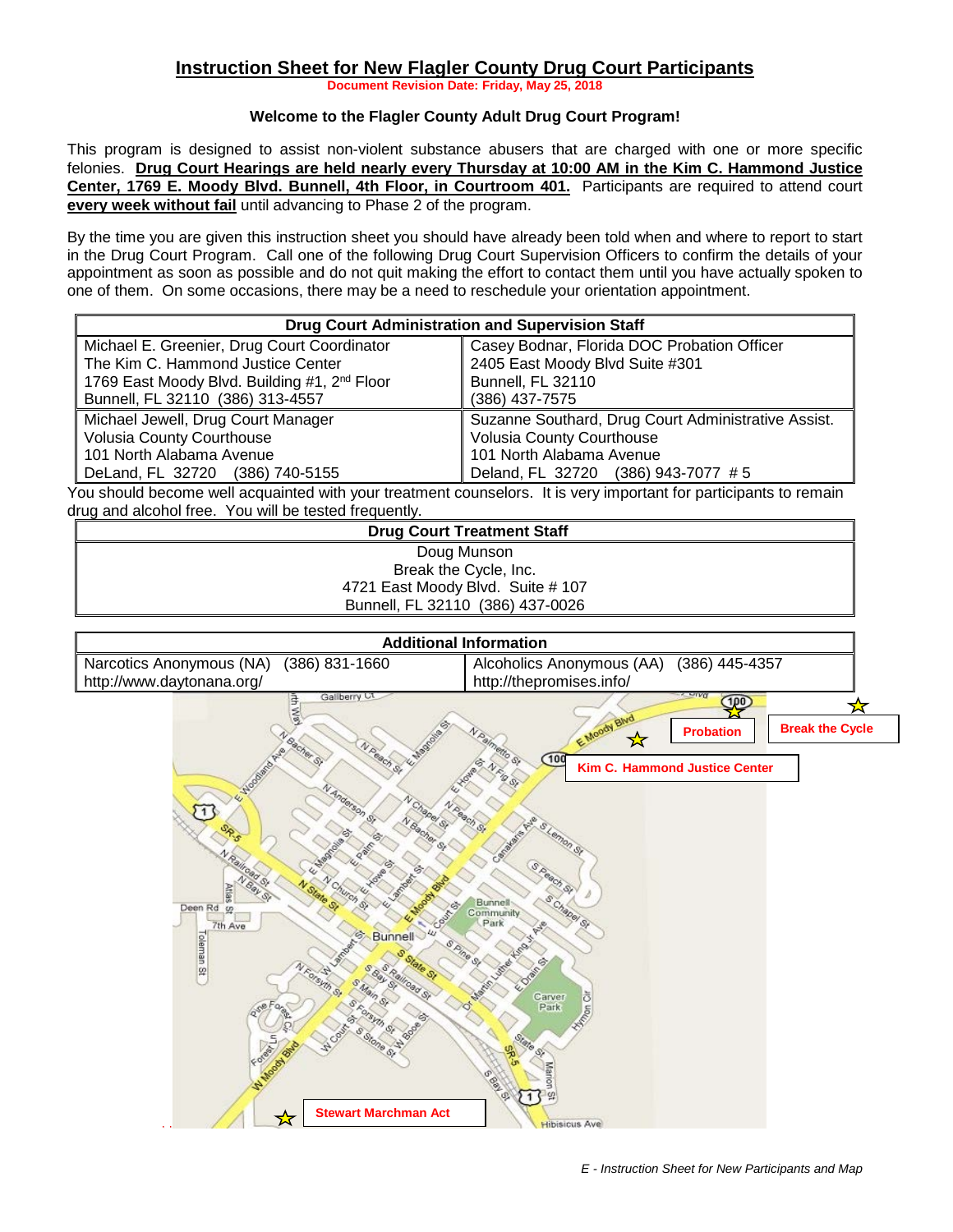# Instruction Sheet for New Flagler County Drug Court Participants

**Document Revision Date: Friday, May 25, 2018**

**Welcome to the Flagler County Adult Drug Court Program!**

This program is designed to assist non-violent substance abusers that are charged with one or more specific felonies. **Drug Court Hearings are held nearly every Thursday at 10:00 AM in the Kim C. Hammond Justice Center, 1769 E. Moody Blvd. Bunnell, 4th Floor, in Courtroom 401.** Participants are required to attend court **every week without fail** until advancing to Phase 2 of the program.

By the time you are given this instruction sheet you should have already been told when and where to report to start in the Drug Court Program. Call one of the following Drug Court Supervision Officers to confirm the details of your appointment as soon as possible and do not quit making the effort to contact them until you have actually spoken to one of them. On some occasions, there may be a need to reschedule your orientation appointment.

| Drug Court Administration and Supervision Staff | |
|---|---|
| Michael E. Greenier, Drug Court Coordinator<br>The Kim C. Hammond Justice Center<br>1769 East Moody Blvd. Building #1, 2nd Floor<br>Bunnell, FL 32110 (386) 313-4557 | Casey Bodnar, Florida DOC Probation Officer<br>2405 East Moody Blvd Suite #301<br>Bunnell, FL 32110<br>(386) 437-7575 |
| Michael Jewell, Drug Court Manager<br>Volusia County Courthouse<br>101 North Alabama Avenue<br>DeLand, FL 32720 (386) 740-5155 | Suzanne Southard, Drug Court Administrative Assist.<br>Volusia County Courthouse<br>101 North Alabama Avenue<br>Deland, FL 32720 (386) 943-7077 # 5 |

You should become well acquainted with your treatment counselors. It is very important for participants to remain drug and alcohol free. You will be tested frequently.

| Drug Court Treatment Staff |
|---|
| Doug Munson<br>Break the Cycle, Inc.<br>4721 East Moody Blvd. Suite # 107<br>Bunnell, FL 32110 (386) 437-0026 |

| Additional Information | |
|---|---|
| Narcotics Anonymous (NA) (386) 831-1660<br>http://www.daytonana.org/ | Alcoholics Anonymous (AA) (386) 445-4357<br>http://thepromises.info/ |

Probation

Break the Cycle

Kim C. Hammond Justice Center

Stewart Marchman Act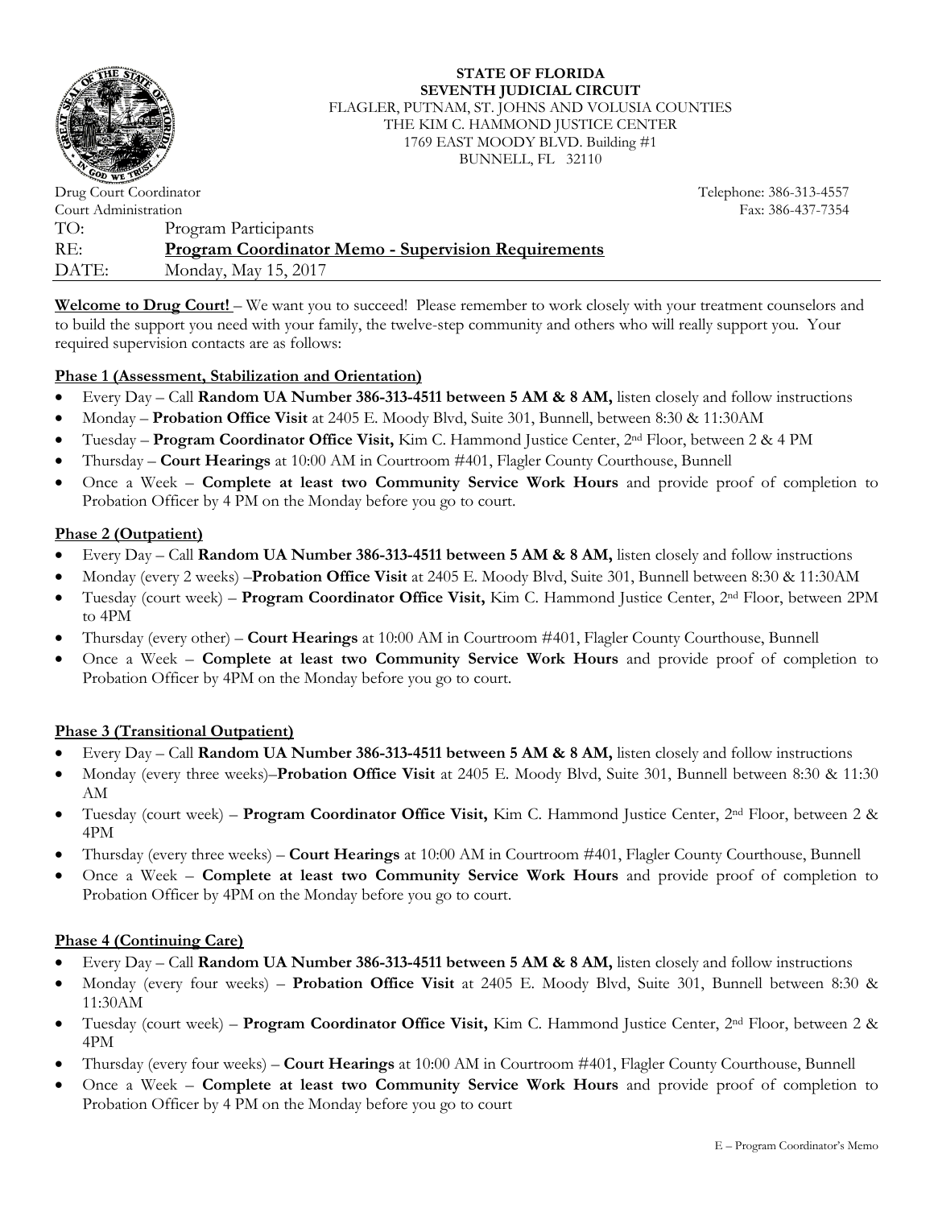**STATE OF FLORIDA**
**SEVENTH JUDICIAL CIRCUIT**
FLAGLER, PUTNAM, ST. JOHNS AND VOLUSIA COUNTIES
THE KIM C. HAMMOND JUSTICE CENTER
1769 EAST MOODY BLVD. Building #1
BUNNELL, FL 32110

Drug Court Coordinator — Telephone: 386-313-4557
Court Administration — Fax: 386-437-7354

TO: Program Participants
RE: **Program Coordinator Memo - Supervision Requirements**
DATE: Monday, May 15, 2017

**Welcome to Drug Court!** – We want you to succeed! Please remember to work closely with your treatment counselors and to build the support you need with your family, the twelve-step community and others who will really support you. Your required supervision contacts are as follows:

**Phase 1 (Assessment, Stabilization and Orientation)**

- Every Day – Call **Random UA Number 386-313-4511 between 5 AM & 8 AM,** listen closely and follow instructions
- Monday – **Probation Office Visit** at 2405 E. Moody Blvd, Suite 301, Bunnell, between 8:30 & 11:30AM
- Tuesday – **Program Coordinator Office Visit,** Kim C. Hammond Justice Center, 2nd Floor, between 2 & 4 PM
- Thursday – **Court Hearings** at 10:00 AM in Courtroom #401, Flagler County Courthouse, Bunnell
- Once a Week – **Complete at least two Community Service Work Hours** and provide proof of completion to Probation Officer by 4 PM on the Monday before you go to court.

**Phase 2 (Outpatient)**

- Every Day – Call **Random UA Number 386-313-4511 between 5 AM & 8 AM,** listen closely and follow instructions
- Monday (every 2 weeks) –**Probation Office Visit** at 2405 E. Moody Blvd, Suite 301, Bunnell between 8:30 & 11:30AM
- Tuesday (court week) – **Program Coordinator Office Visit,** Kim C. Hammond Justice Center, 2nd Floor, between 2PM to 4PM
- Thursday (every other) – **Court Hearings** at 10:00 AM in Courtroom #401, Flagler County Courthouse, Bunnell
- Once a Week – **Complete at least two Community Service Work Hours** and provide proof of completion to Probation Officer by 4PM on the Monday before you go to court.

**Phase 3 (Transitional Outpatient)**

- Every Day – Call **Random UA Number 386-313-4511 between 5 AM & 8 AM,** listen closely and follow instructions
- Monday (every three weeks)–**Probation Office Visit** at 2405 E. Moody Blvd, Suite 301, Bunnell between 8:30 & 11:30 AM
- Tuesday (court week) – **Program Coordinator Office Visit,** Kim C. Hammond Justice Center, 2nd Floor, between 2 & 4PM
- Thursday (every three weeks) – **Court Hearings** at 10:00 AM in Courtroom #401, Flagler County Courthouse, Bunnell
- Once a Week – **Complete at least two Community Service Work Hours** and provide proof of completion to Probation Officer by 4PM on the Monday before you go to court.

**Phase 4 (Continuing Care)**

- Every Day – Call **Random UA Number 386-313-4511 between 5 AM & 8 AM,** listen closely and follow instructions
- Monday (every four weeks) – **Probation Office Visit** at 2405 E. Moody Blvd, Suite 301, Bunnell between 8:30 & 11:30AM
- Tuesday (court week) – **Program Coordinator Office Visit,** Kim C. Hammond Justice Center, 2nd Floor, between 2 & 4PM
- Thursday (every four weeks) – **Court Hearings** at 10:00 AM in Courtroom #401, Flagler County Courthouse, Bunnell
- Once a Week – **Complete at least two Community Service Work Hours** and provide proof of completion to Probation Officer by 4 PM on the Monday before you go to court

E – Program Coordinator's Memo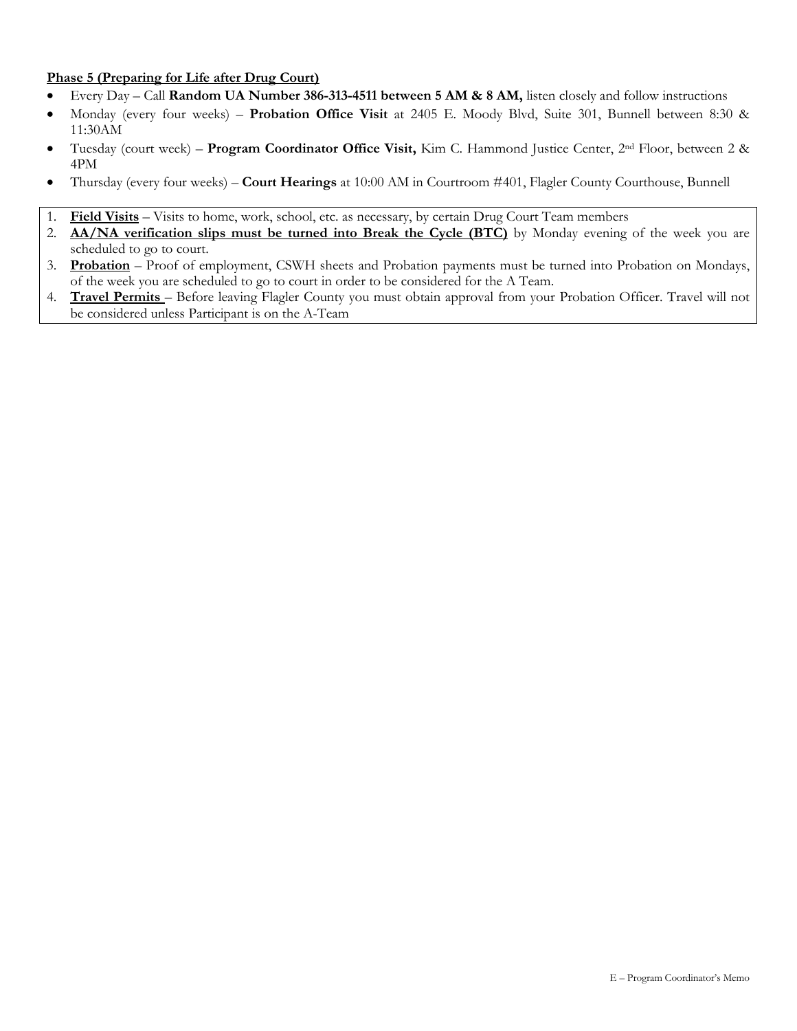**Phase 5 (Preparing for Life after Drug Court)**

- Every Day – Call **Random UA Number 386-313-4511 between 5 AM & 8 AM,** listen closely and follow instructions
- Monday (every four weeks) – **Probation Office Visit** at 2405 E. Moody Blvd, Suite 301, Bunnell between 8:30 & 11:30AM
- Tuesday (court week) – **Program Coordinator Office Visit,** Kim C. Hammond Justice Center, 2nd Floor, between 2 & 4PM
- Thursday (every four weeks) – **Court Hearings** at 10:00 AM in Courtroom #401, Flagler County Courthouse, Bunnell

1. **Field Visits** – Visits to home, work, school, etc. as necessary, by certain Drug Court Team members
2. **AA/NA verification slips must be turned into Break the Cycle (BTC)** by Monday evening of the week you are scheduled to go to court.
3. **Probation** – Proof of employment, CSWH sheets and Probation payments must be turned into Probation on Mondays, of the week you are scheduled to go to court in order to be considered for the A Team.
4. **Travel Permits** – Before leaving Flagler County you must obtain approval from your Probation Officer. Travel will not be considered unless Participant is on the A-Team

E – Program Coordinator's Memo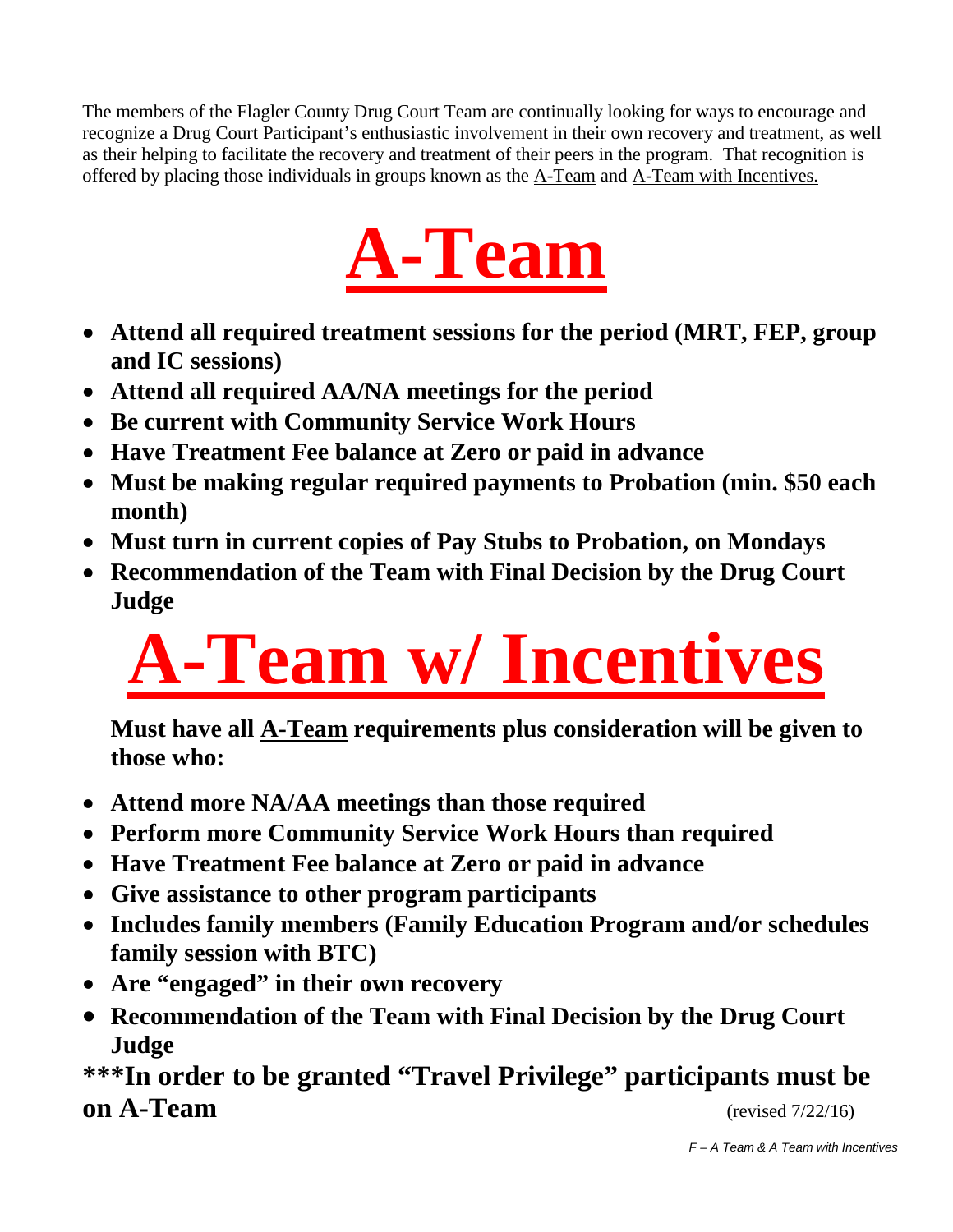The members of the Flagler County Drug Court Team are continually looking for ways to encourage and recognize a Drug Court Participant's enthusiastic involvement in their own recovery and treatment, as well as their helping to facilitate the recovery and treatment of their peers in the program. That recognition is offered by placing those individuals in groups known as the A-Team and A-Team with Incentives.

# A-Team

- **Attend all required treatment sessions for the period (MRT, FEP, group and IC sessions)**
- **Attend all required AA/NA meetings for the period**
- **Be current with Community Service Work Hours**
- **Have Treatment Fee balance at Zero or paid in advance**
- **Must be making regular required payments to Probation (min. $50 each month)**
- **Must turn in current copies of Pay Stubs to Probation, on Mondays**
- **Recommendation of the Team with Final Decision by the Drug Court Judge**

# A-Team w/ Incentives

**Must have all A-Team requirements plus consideration will be given to those who:**

- **Attend more NA/AA meetings than those required**
- **Perform more Community Service Work Hours than required**
- **Have Treatment Fee balance at Zero or paid in advance**
- **Give assistance to other program participants**
- **Includes family members (Family Education Program and/or schedules family session with BTC)**
- **Are "engaged" in their own recovery**
- **Recommendation of the Team with Final Decision by the Drug Court Judge**

**\*\*\*In order to be granted "Travel Privilege" participants must be on A-Team** (revised 7/22/16)

*F – A Team & A Team with Incentives*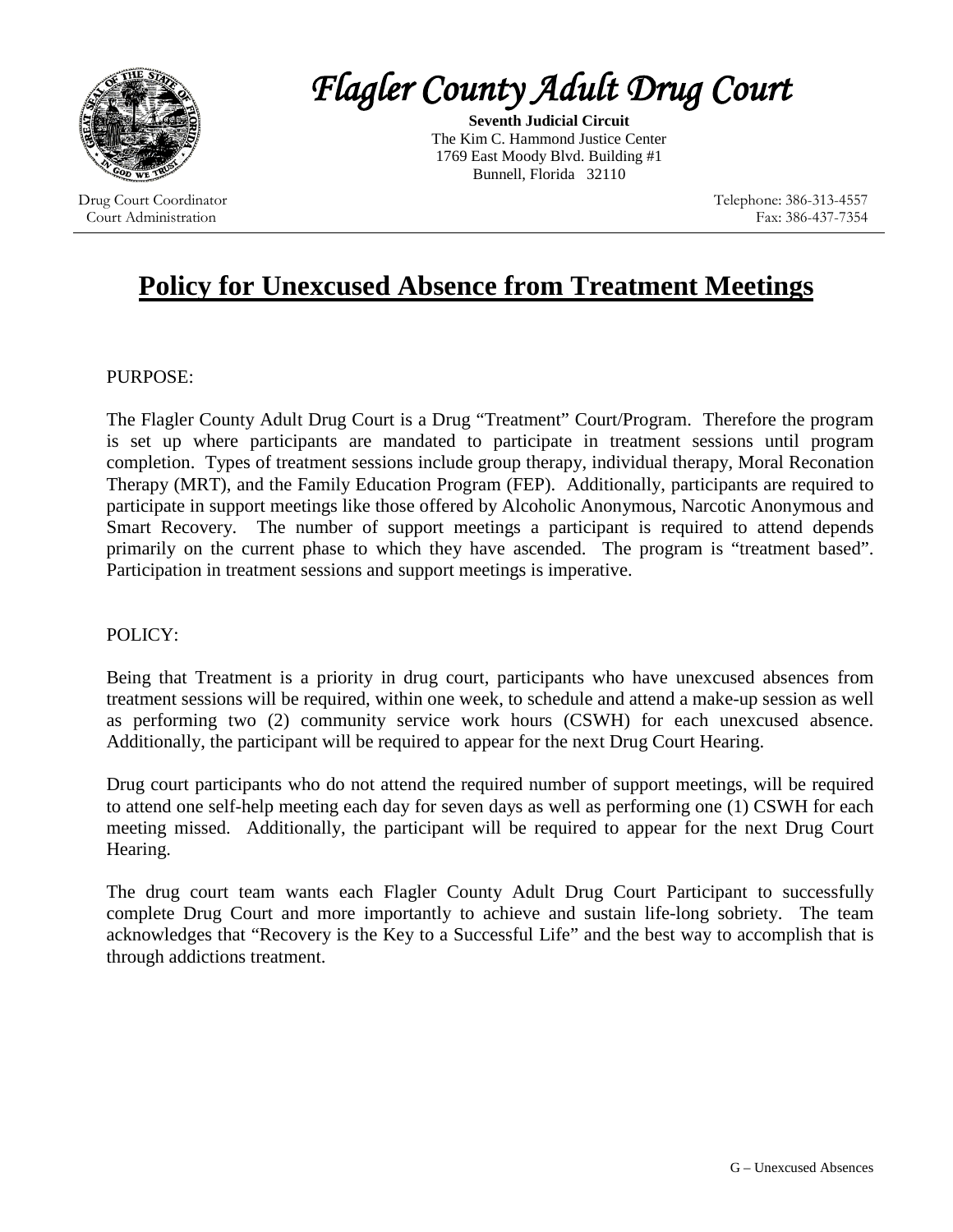# *Flagler County Adult Drug Court*

**Seventh Judicial Circuit**
The Kim C. Hammond Justice Center
1769 East Moody Blvd. Building #1
Bunnell, Florida 32110

Drug Court Coordinator
Court Administration

Telephone: 386-313-4557
Fax: 386-437-7354

---

## Policy for Unexcused Absence from Treatment Meetings

PURPOSE:

The Flagler County Adult Drug Court is a Drug "Treatment" Court/Program. Therefore the program is set up where participants are mandated to participate in treatment sessions until program completion. Types of treatment sessions include group therapy, individual therapy, Moral Reconation Therapy (MRT), and the Family Education Program (FEP). Additionally, participants are required to participate in support meetings like those offered by Alcoholic Anonymous, Narcotic Anonymous and Smart Recovery. The number of support meetings a participant is required to attend depends primarily on the current phase to which they have ascended. The program is "treatment based". Participation in treatment sessions and support meetings is imperative.

POLICY:

Being that Treatment is a priority in drug court, participants who have unexcused absences from treatment sessions will be required, within one week, to schedule and attend a make-up session as well as performing two (2) community service work hours (CSWH) for each unexcused absence. Additionally, the participant will be required to appear for the next Drug Court Hearing.

Drug court participants who do not attend the required number of support meetings, will be required to attend one self-help meeting each day for seven days as well as performing one (1) CSWH for each meeting missed. Additionally, the participant will be required to appear for the next Drug Court Hearing.

The drug court team wants each Flagler County Adult Drug Court Participant to successfully complete Drug Court and more importantly to achieve and sustain life-long sobriety. The team acknowledges that "Recovery is the Key to a Successful Life" and the best way to accomplish that is through addictions treatment.

G – Unexcused Absences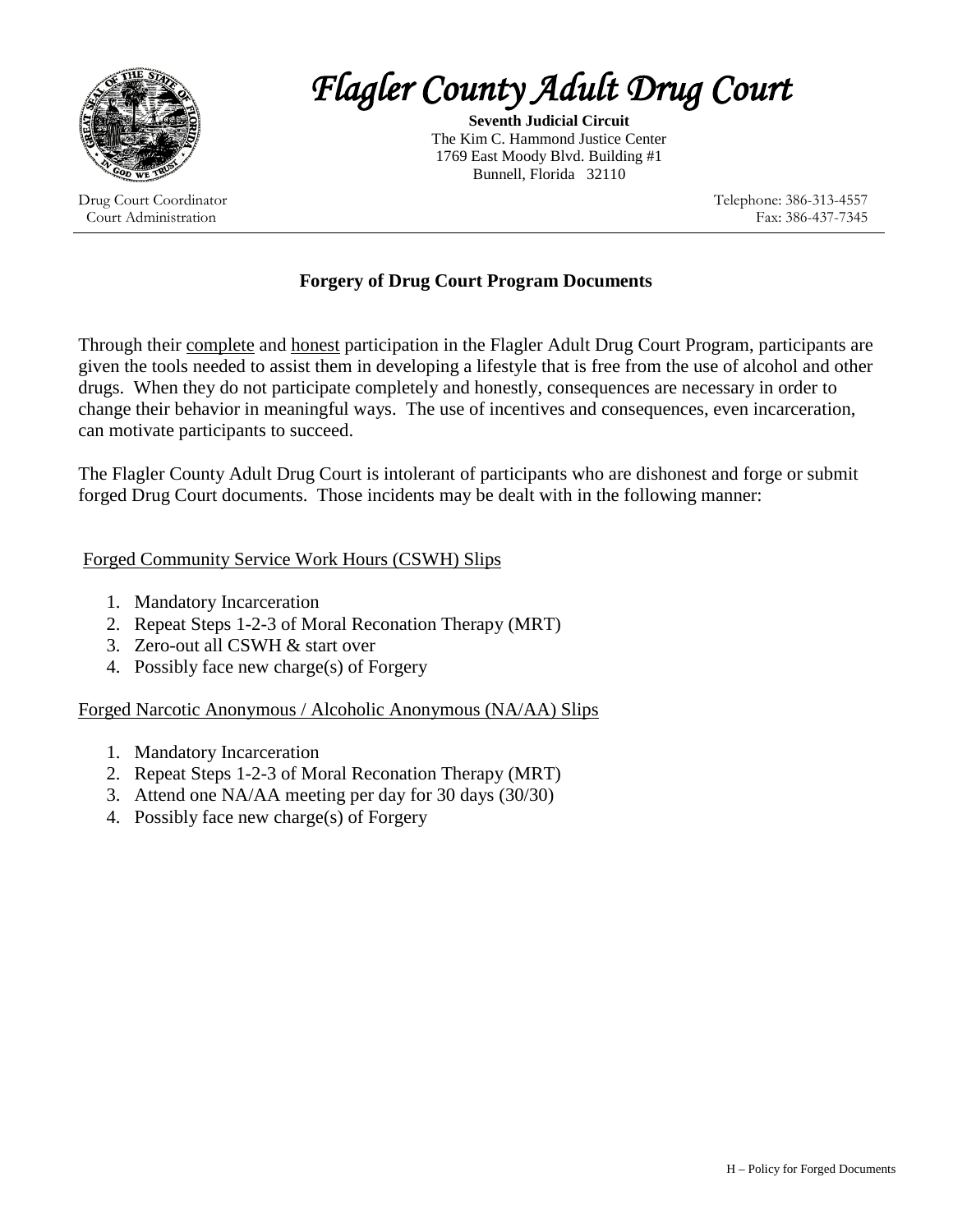# *Flagler County Adult Drug Court*

**Seventh Judicial Circuit**
The Kim C. Hammond Justice Center
1769 East Moody Blvd. Building #1
Bunnell, Florida 32110

Drug Court Coordinator
Court Administration

Telephone: 386-313-4557
Fax: 386-437-7345

## Forgery of Drug Court Program Documents

Through their <u>complete</u> and <u>honest</u> participation in the Flagler Adult Drug Court Program, participants are given the tools needed to assist them in developing a lifestyle that is free from the use of alcohol and other drugs. When they do not participate completely and honestly, consequences are necessary in order to change their behavior in meaningful ways. The use of incentives and consequences, even incarceration, can motivate participants to succeed.

The Flagler County Adult Drug Court is intolerant of participants who are dishonest and forge or submit forged Drug Court documents. Those incidents may be dealt with in the following manner:

<u>Forged Community Service Work Hours (CSWH) Slips</u>

1. Mandatory Incarceration
2. Repeat Steps 1-2-3 of Moral Reconation Therapy (MRT)
3. Zero-out all CSWH & start over
4. Possibly face new charge(s) of Forgery

<u>Forged Narcotic Anonymous / Alcoholic Anonymous (NA/AA) Slips</u>

1. Mandatory Incarceration
2. Repeat Steps 1-2-3 of Moral Reconation Therapy (MRT)
3. Attend one NA/AA meeting per day for 30 days (30/30)
4. Possibly face new charge(s) of Forgery

H – Policy for Forged Documents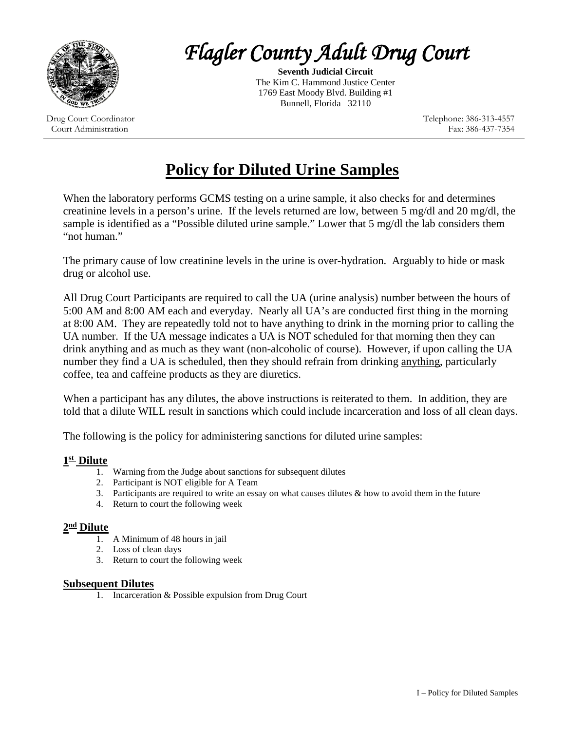# *Flagler County Adult Drug Court*

**Seventh Judicial Circuit**
The Kim C. Hammond Justice Center
1769 East Moody Blvd. Building #1
Bunnell, Florida 32110

Drug Court Coordinator
Court Administration

Telephone: 386-313-4557
Fax: 386-437-7354

## Policy for Diluted Urine Samples

When the laboratory performs GCMS testing on a urine sample, it also checks for and determines creatinine levels in a person's urine. If the levels returned are low, between 5 mg/dl and 20 mg/dl, the sample is identified as a "Possible diluted urine sample." Lower that 5 mg/dl the lab considers them "not human."

The primary cause of low creatinine levels in the urine is over-hydration. Arguably to hide or mask drug or alcohol use.

All Drug Court Participants are required to call the UA (urine analysis) number between the hours of 5:00 AM and 8:00 AM each and everyday. Nearly all UA's are conducted first thing in the morning at 8:00 AM. They are repeatedly told not to have anything to drink in the morning prior to calling the UA number. If the UA message indicates a UA is NOT scheduled for that morning then they can drink anything and as much as they want (non-alcoholic of course). However, if upon calling the UA number they find a UA is scheduled, then they should refrain from drinking <u>anything</u>, particularly coffee, tea and caffeine products as they are diuretics.

When a participant has any dilutes, the above instructions is reiterated to them. In addition, they are told that a dilute WILL result in sanctions which could include incarceration and loss of all clean days.

The following is the policy for administering sanctions for diluted urine samples:

### 1st Dilute

1. Warning from the Judge about sanctions for subsequent dilutes
2. Participant is NOT eligible for A Team
3. Participants are required to write an essay on what causes dilutes & how to avoid them in the future
4. Return to court the following week

### 2nd Dilute

1. A Minimum of 48 hours in jail
2. Loss of clean days
3. Return to court the following week

### Subsequent Dilutes

1. Incarceration & Possible expulsion from Drug Court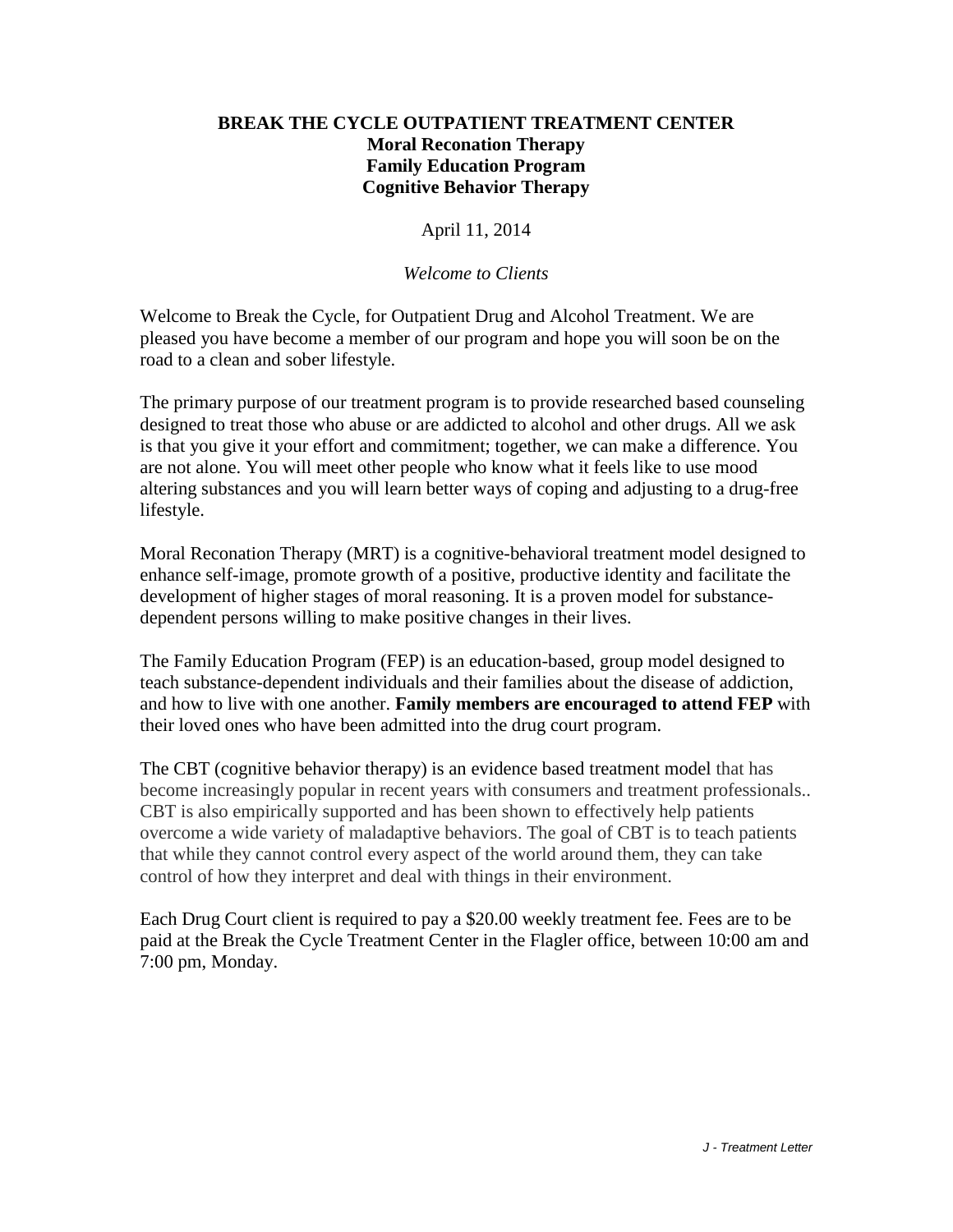**BREAK THE CYCLE OUTPATIENT TREATMENT CENTER**
**Moral Reconation Therapy**
**Family Education Program**
**Cognitive Behavior Therapy**

April 11, 2014

*Welcome to Clients*

Welcome to Break the Cycle, for Outpatient Drug and Alcohol Treatment. We are pleased you have become a member of our program and hope you will soon be on the road to a clean and sober lifestyle.

The primary purpose of our treatment program is to provide researched based counseling designed to treat those who abuse or are addicted to alcohol and other drugs. All we ask is that you give it your effort and commitment; together, we can make a difference. You are not alone. You will meet other people who know what it feels like to use mood altering substances and you will learn better ways of coping and adjusting to a drug-free lifestyle.

Moral Reconation Therapy (MRT) is a cognitive-behavioral treatment model designed to enhance self-image, promote growth of a positive, productive identity and facilitate the development of higher stages of moral reasoning. It is a proven model for substance-dependent persons willing to make positive changes in their lives.

The Family Education Program (FEP) is an education-based, group model designed to teach substance-dependent individuals and their families about the disease of addiction, and how to live with one another. **Family members are encouraged to attend FEP** with their loved ones who have been admitted into the drug court program.

The CBT (cognitive behavior therapy) is an evidence based treatment model that has become increasingly popular in recent years with consumers and treatment professionals.. CBT is also empirically supported and has been shown to effectively help patients overcome a wide variety of maladaptive behaviors. The goal of CBT is to teach patients that while they cannot control every aspect of the world around them, they can take control of how they interpret and deal with things in their environment.

Each Drug Court client is required to pay a $20.00 weekly treatment fee. Fees are to be paid at the Break the Cycle Treatment Center in the Flagler office, between 10:00 am and 7:00 pm, Monday.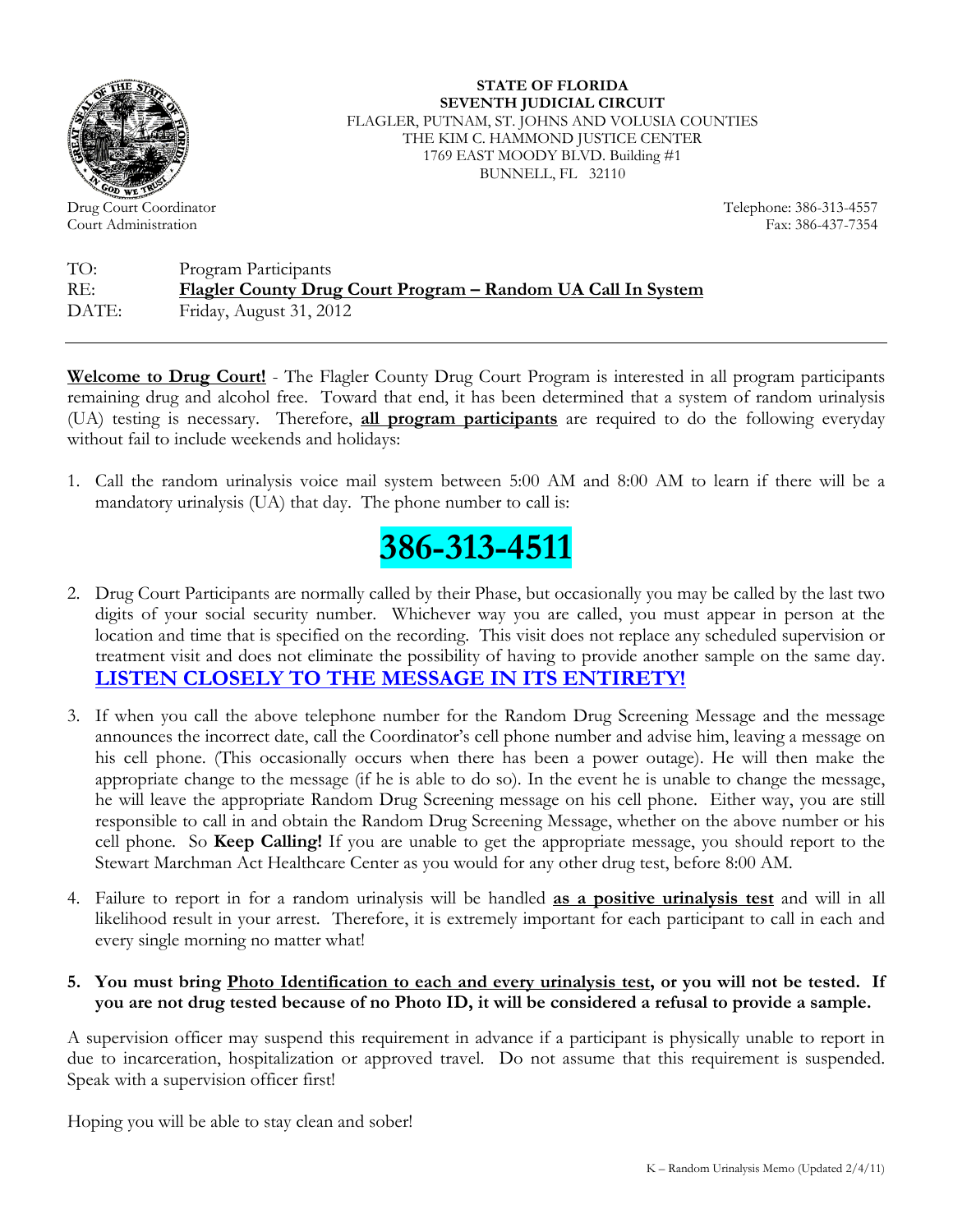**STATE OF FLORIDA**
**SEVENTH JUDICIAL CIRCUIT**
FLAGLER, PUTNAM, ST. JOHNS AND VOLUSIA COUNTIES
THE KIM C. HAMMOND JUSTICE CENTER
1769 EAST MOODY BLVD. Building #1
BUNNELL, FL 32110

Drug Court Coordinator
Court Administration

Telephone: 386-313-4557
Fax: 386-437-7354

TO: Program Participants
RE: **Flagler County Drug Court Program – Random UA Call In System**
DATE: Friday, August 31, 2012

---

**Welcome to Drug Court!** - The Flagler County Drug Court Program is interested in all program participants remaining drug and alcohol free. Toward that end, it has been determined that a system of random urinalysis (UA) testing is necessary. Therefore, **all program participants** are required to do the following everyday without fail to include weekends and holidays:

1. Call the random urinalysis voice mail system between 5:00 AM and 8:00 AM to learn if there will be a mandatory urinalysis (UA) that day. The phone number to call is:

   # 386-313-4511

2. Drug Court Participants are normally called by their Phase, but occasionally you may be called by the last two digits of your social security number. Whichever way you are called, you must appear in person at the location and time that is specified on the recording. This visit does not replace any scheduled supervision or treatment visit and does not eliminate the possibility of having to provide another sample on the same day. **LISTEN CLOSELY TO THE MESSAGE IN ITS ENTIRETY!**

3. If when you call the above telephone number for the Random Drug Screening Message and the message announces the incorrect date, call the Coordinator's cell phone number and advise him, leaving a message on his cell phone. (This occasionally occurs when there has been a power outage). He will then make the appropriate change to the message (if he is able to do so). In the event he is unable to change the message, he will leave the appropriate Random Drug Screening message on his cell phone. Either way, you are still responsible to call in and obtain the Random Drug Screening Message, whether on the above number or his cell phone. So **Keep Calling!** If you are unable to get the appropriate message, you should report to the Stewart Marchman Act Healthcare Center as you would for any other drug test, before 8:00 AM.

4. Failure to report in for a random urinalysis will be handled **as a positive urinalysis test** and will in all likelihood result in your arrest. Therefore, it is extremely important for each participant to call in each and every single morning no matter what!

5. **You must bring Photo Identification to each and every urinalysis test, or you will not be tested. If you are not drug tested because of no Photo ID, it will be considered a refusal to provide a sample.**

A supervision officer may suspend this requirement in advance if a participant is physically unable to report in due to incarceration, hospitalization or approved travel. Do not assume that this requirement is suspended. Speak with a supervision officer first!

Hoping you will be able to stay clean and sober!

K – Random Urinalysis Memo (Updated 2/4/11)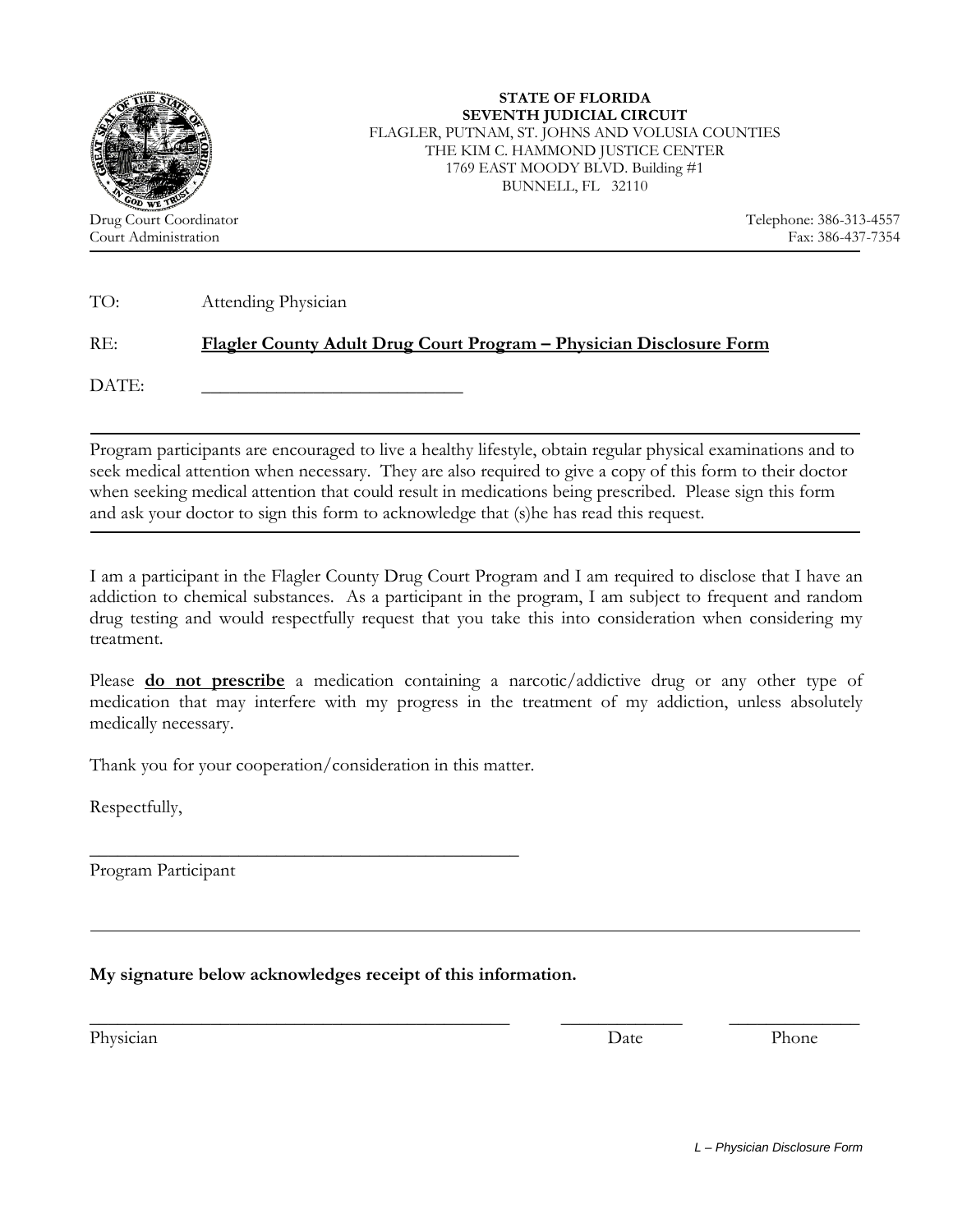**STATE OF FLORIDA**
**SEVENTH JUDICIAL CIRCUIT**
FLAGLER, PUTNAM, ST. JOHNS AND VOLUSIA COUNTIES
THE KIM C. HAMMOND JUSTICE CENTER
1769 EAST MOODY BLVD. Building #1
BUNNELL, FL 32110

Drug Court Coordinator
Court Administration

Telephone: 386-313-4557
Fax: 386-437-7354

---

TO: Attending Physician

RE: **Flagler County Adult Drug Court Program – Physician Disclosure Form**

DATE: ____________________________

---

Program participants are encouraged to live a healthy lifestyle, obtain regular physical examinations and to seek medical attention when necessary. They are also required to give a copy of this form to their doctor when seeking medical attention that could result in medications being prescribed. Please sign this form and ask your doctor to sign this form to acknowledge that (s)he has read this request.

---

I am a participant in the Flagler County Drug Court Program and I am required to disclose that I have an addiction to chemical substances. As a participant in the program, I am subject to frequent and random drug testing and would respectfully request that you take this into consideration when considering my treatment.

Please **do not prescribe** a medication containing a narcotic/addictive drug or any other type of medication that may interfere with my progress in the treatment of my addiction, unless absolutely medically necessary.

Thank you for your cooperation/consideration in this matter.

Respectfully,

_______________________________________________
Program Participant

---

**My signature below acknowledges receipt of this information.**

_______________________________________________ ______________ ______________
Physician Date Phone

*L – Physician Disclosure Form*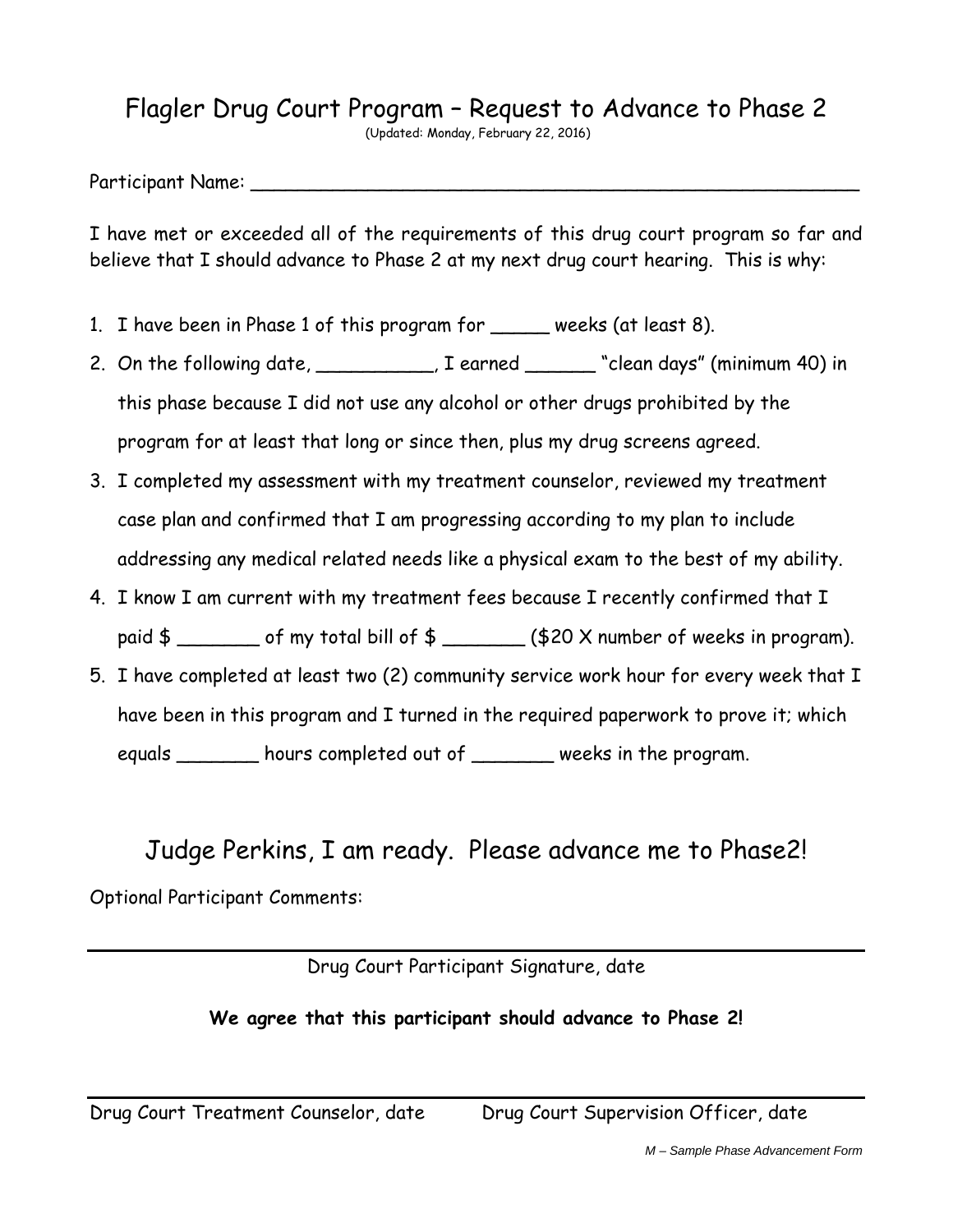# Flagler Drug Court Program – Request to Advance to Phase 2

(Updated: Monday, February 22, 2016)

Participant Name: ______________________________________________________

I have met or exceeded all of the requirements of this drug court program so far and believe that I should advance to Phase 2 at my next drug court hearing. This is why:

1. I have been in Phase 1 of this program for _____ weeks (at least 8).
2. On the following date, __________, I earned ______ "clean days" (minimum 40) in this phase because I did not use any alcohol or other drugs prohibited by the program for at least that long or since then, plus my drug screens agreed.
3. I completed my assessment with my treatment counselor, reviewed my treatment case plan and confirmed that I am progressing according to my plan to include addressing any medical related needs like a physical exam to the best of my ability.
4. I know I am current with my treatment fees because I recently confirmed that I paid $ _______ of my total bill of $ _______ ($20 X number of weeks in program).
5. I have completed at least two (2) community service work hour for every week that I have been in this program and I turned in the required paperwork to prove it; which equals _______ hours completed out of _______ weeks in the program.

## Judge Perkins, I am ready. Please advance me to Phase2!

Optional Participant Comments:

______________________________________________________

Drug Court Participant Signature, date

**We agree that this participant should advance to Phase 2!**

______________________________________________________

Drug Court Treatment Counselor, date Drug Court Supervision Officer, date

*M – Sample Phase Advancement Form*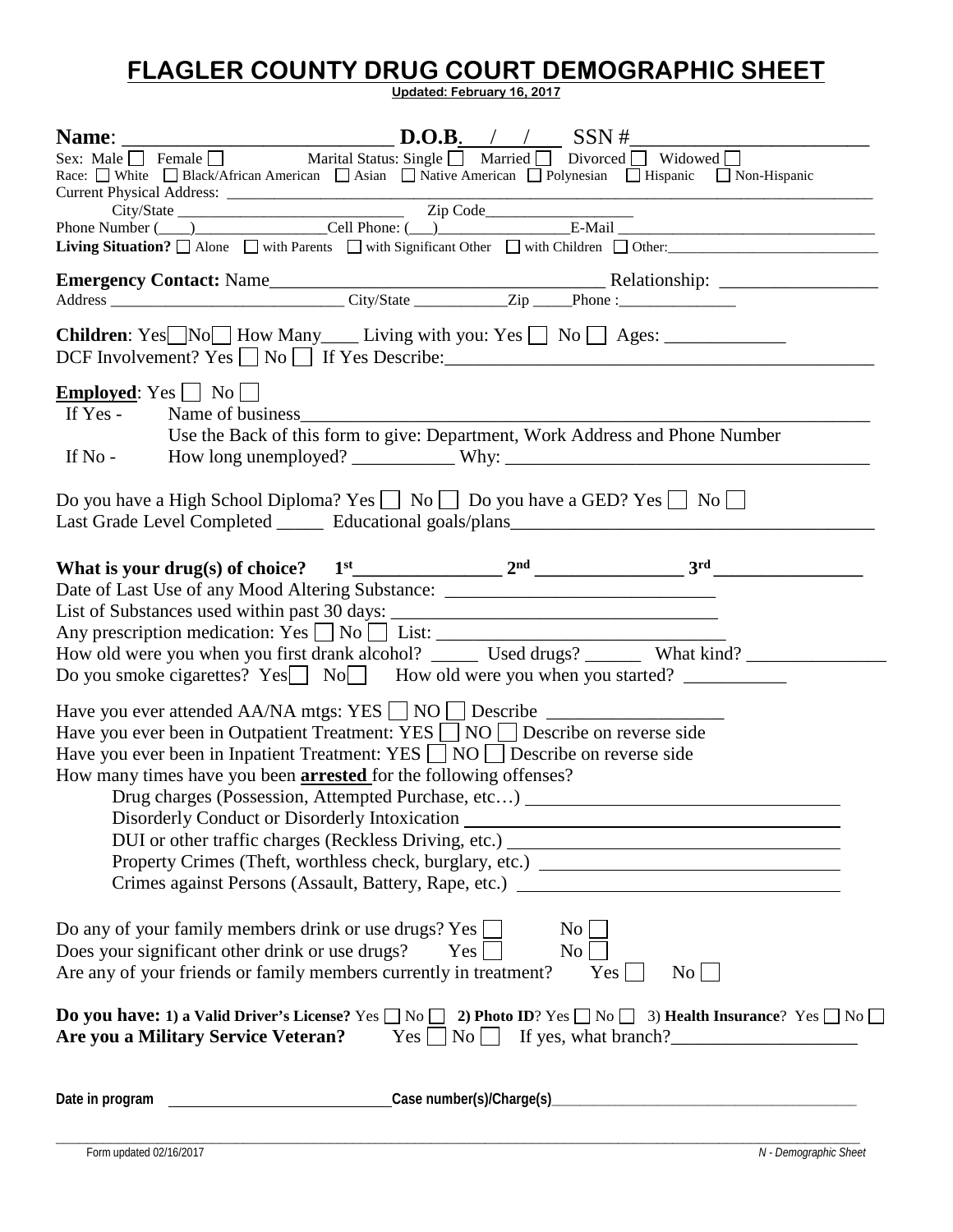# FLAGLER COUNTY DRUG COURT DEMOGRAPHIC SHEET

**Updated: February 16, 2017**

**Name**: ___________________________ **D.O.B.** ___/___/___ SSN #______________________

Sex: Male ☐ Female ☐ Marital Status: Single ☐ Married ☐ Divorced ☐ Widowed ☐

Race: ☐ White ☐ Black/African American ☐ Asian ☐ Native American ☐ Polynesian ☐ Hispanic ☐ Non-Hispanic

Current Physical Address: ____________________________________________________________________

City/State ______________________________ Zip Code___________________

Phone Number (____)_________________Cell Phone: (___)_______________E-Mail ______________________________

**Living Situation?** ☐ Alone ☐ with Parents ☐ with Significant Other ☐ with Children ☐ Other:___________________________

**Emergency Contact:** Name___________________________________ Relationship: _________________

Address ______________________________ City/State ____________Zip _____Phone :_______________

**Children**: Yes☐No☐ How Many____ Living with you: Yes ☐ No ☐ Ages: _____________

DCF Involvement? Yes ☐ No ☐ If Yes Describe:_____________________________________________

**Employed**: Yes ☐ No ☐

If Yes - Name of business_______________________________________________________________

Use the Back of this form to give: Department, Work Address and Phone Number

If No - How long unemployed? ___________ Why: _______________________________________

Do you have a High School Diploma? Yes ☐ No ☐ Do you have a GED? Yes ☐ No ☐

Last Grade Level Completed _____ Educational goals/plans_______________________________________

**What is your drug(s) of choice? 1st**_______________ **2nd** _______________ **3rd** _______________

Date of Last Use of any Mood Altering Substance: ____________________________

List of Substances used within past 30 days: __________________________________

Any prescription medication: Yes ☐ No ☐ List: ______________________________

How old were you when you first drank alcohol? _____ Used drugs? ______ What kind? _______________

Do you smoke cigarettes? Yes☐ No☐ How old were you when you started? ___________

Have you ever attended AA/NA mtgs: YES ☐ NO ☐ Describe __________________

Have you ever been in Outpatient Treatment: YES ☐ NO ☐ Describe on reverse side

Have you ever been in Inpatient Treatment: YES ☐ NO ☐ Describe on reverse side

How many times have you been **arrested** for the following offenses?

- Drug charges (Possession, Attempted Purchase, etc…) ________________________________
- Disorderly Conduct or Disorderly Intoxication ______________________________________
- DUI or other traffic charges (Reckless Driving, etc.) ________________________________
- Property Crimes (Theft, worthless check, burglary, etc.) _____________________________
- Crimes against Persons (Assault, Battery, Rape, etc.) ________________________________

Do any of your family members drink or use drugs? Yes ☐ No ☐

Does your significant other drink or use drugs? Yes ☐ No ☐

Are any of your friends or family members currently in treatment? Yes ☐ No ☐

**Do you have: 1) a Valid Driver's License?** Yes ☐ No ☐ **2) Photo ID**? Yes ☐ No ☐ 3) **Health Insurance**? Yes ☐ No ☐

**Are you a Military Service Veteran?** Yes ☐ No ☐ If yes, what branch?____________________

**Date in program** ____________________________ **Case number(s)/Charge(s)**_________________________________________

Form updated 02/16/2017 *N - Demographic Sheet*